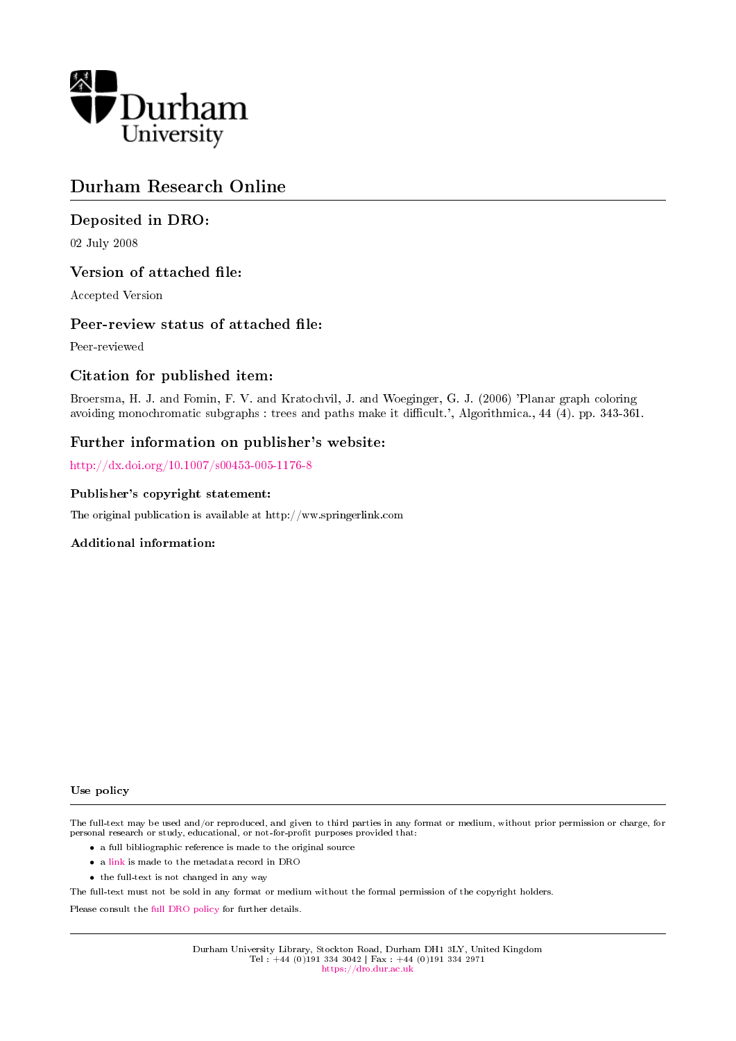Durham University

# Durham Research Online

## Deposited in DRO:

02 July 2008

## Version of attached file:

Accepted Version

## Peer-review status of attached file:

Peer-reviewed

## Citation for published item:

Broersma, H. J. and Fomin, F. V. and Kratochvil, J. and Woeginger, G. J. (2006) 'Planar graph coloring avoiding monochromatic subgraphs : trees and paths make it difficult.', Algorithmica., 44 (4). pp. 343-361.

## Further information on publisher's website:

http://dx.doi.org/10.1007/s00453-005-1176-8

### Publisher's copyright statement:

The original publication is available at http://ww.springerlink.com

### Additional information:

### Use policy

The full-text may be used and/or reproduced, and given to third parties in any format or medium, without prior permission or charge, for personal research or study, educational, or not-for-profit purposes provided that:

- a full bibliographic reference is made to the original source
- a link is made to the metadata record in DRO
- the full-text is not changed in any way

The full-text must not be sold in any format or medium without the formal permission of the copyright holders.

Please consult the full DRO policy for further details.

Durham University Library, Stockton Road, Durham DH1 3LY, United Kingdom
Tel : +44 (0)191 334 3042 | Fax : +44 (0)191 334 2971
https://dro.dur.ac.uk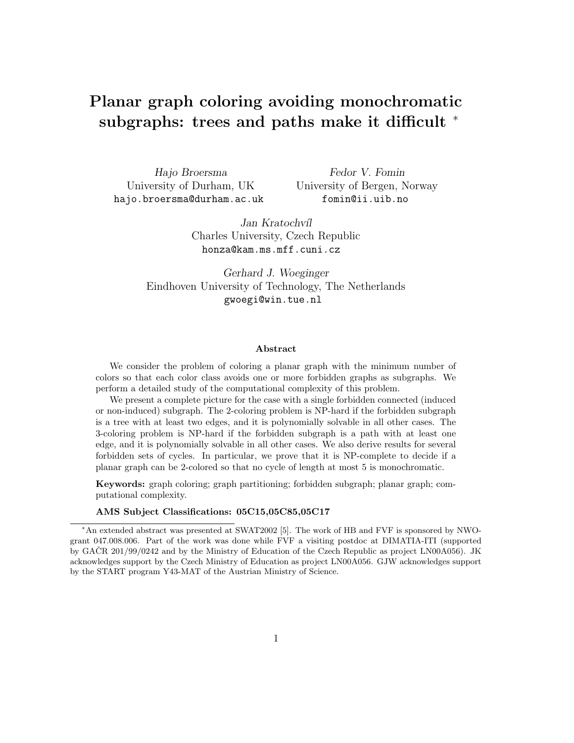# Planar graph coloring avoiding monochromatic subgraphs: trees and paths make it difficult *

*Hajo Broersma*
University of Durham, UK
`hajo.broersma@durham.ac.uk`

*Fedor V. Fomin*
University of Bergen, Norway
`fomin@ii.uib.no`

*Jan Kratochvíl*
Charles University, Czech Republic
`honza@kam.ms.mff.cuni.cz`

*Gerhard J. Woeginger*
Eindhoven University of Technology, The Netherlands
`gwoegi@win.tue.nl`

### Abstract

We consider the problem of coloring a planar graph with the minimum number of colors so that each color class avoids one or more forbidden graphs as subgraphs. We perform a detailed study of the computational complexity of this problem.

We present a complete picture for the case with a single forbidden connected (induced or non-induced) subgraph. The 2-coloring problem is NP-hard if the forbidden subgraph is a tree with at least two edges, and it is polynomially solvable in all other cases. The 3-coloring problem is NP-hard if the forbidden subgraph is a path with at least one edge, and it is polynomially solvable in all other cases. We also derive results for several forbidden sets of cycles. In particular, we prove that it is NP-complete to decide if a planar graph can be 2-colored so that no cycle of length at most 5 is monochromatic.

**Keywords:** graph coloring; graph partitioning; forbidden subgraph; planar graph; computational complexity.

**AMS Subject Classifications: 05C15,05C85,05C17**

*An extended abstract was presented at SWAT2002 [5]. The work of HB and FVF is sponsored by NWO-grant 047.008.006. Part of the work was done while FVF a visiting postdoc at DIMATIA-ITI (supported by GAČR 201/99/0242 and by the Ministry of Education of the Czech Republic as project LN00A056). JK acknowledges support by the Czech Ministry of Education as project LN00A056. GJW acknowledges support by the START program Y43-MAT of the Austrian Ministry of Science.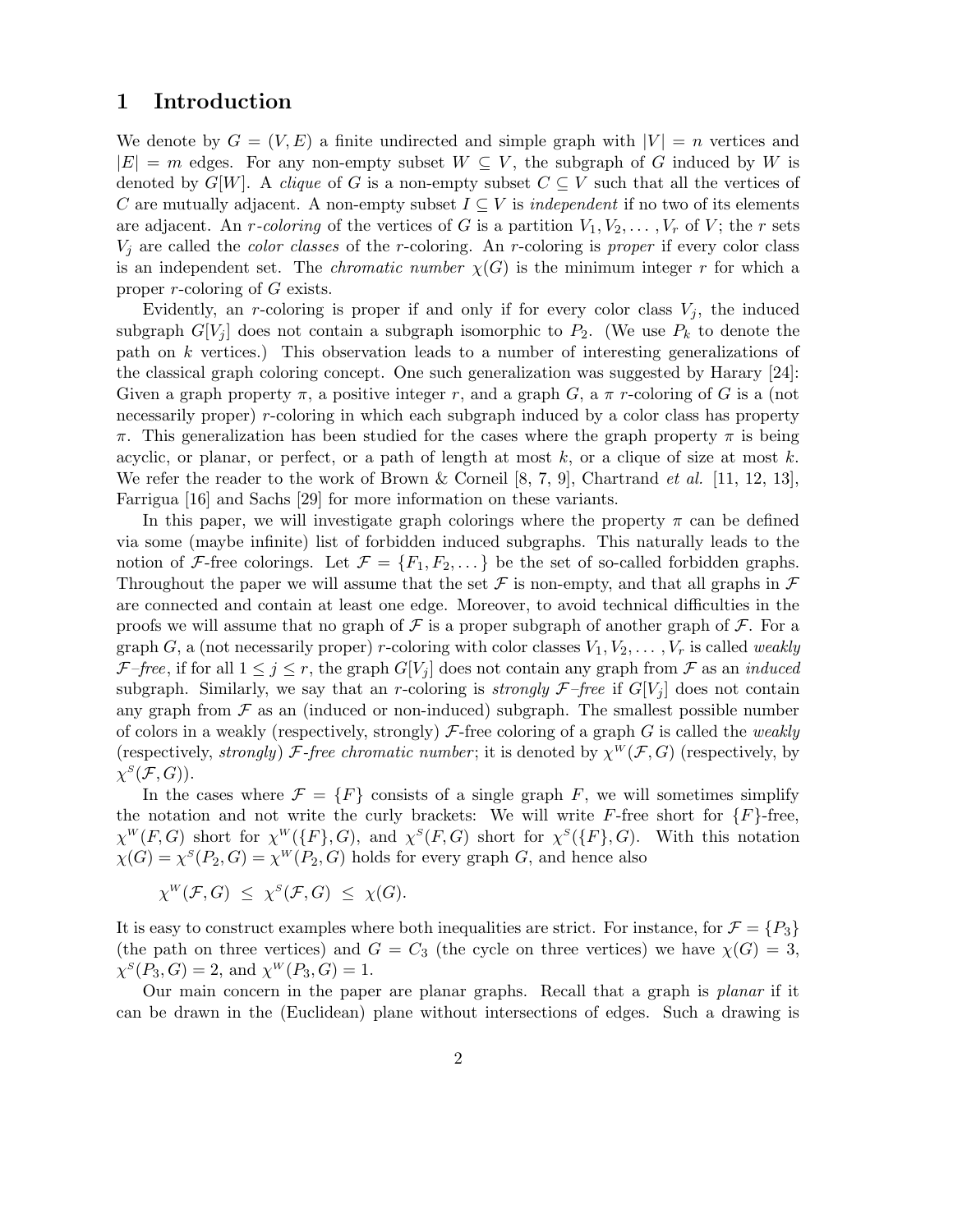# 1 Introduction

We denote by $G = (V, E)$ a finite undirected and simple graph with $|V| = n$ vertices and $|E| = m$ edges. For any non-empty subset $W \subseteq V$, the subgraph of $G$ induced by $W$ is denoted by $G[W]$. A *clique* of $G$ is a non-empty subset $C \subseteq V$ such that all the vertices of $C$ are mutually adjacent. A non-empty subset $I \subseteq V$ is *independent* if no two of its elements are adjacent. An *r-coloring* of the vertices of $G$ is a partition $V_1, V_2, \ldots, V_r$ of $V$; the $r$ sets $V_j$ are called the *color classes* of the $r$-coloring. An $r$-coloring is *proper* if every color class is an independent set. The *chromatic number* $\chi(G)$ is the minimum integer $r$ for which a proper $r$-coloring of $G$ exists.

Evidently, an $r$-coloring is proper if and only if for every color class $V_j$, the induced subgraph $G[V_j]$ does not contain a subgraph isomorphic to $P_2$. (We use $P_k$ to denote the path on $k$ vertices.) This observation leads to a number of interesting generalizations of the classical graph coloring concept. One such generalization was suggested by Harary [24]: Given a graph property $\pi$, a positive integer $r$, and a graph $G$, a $\pi$ $r$-coloring of $G$ is a (not necessarily proper) $r$-coloring in which each subgraph induced by a color class has property $\pi$. This generalization has been studied for the cases where the graph property $\pi$ is being acyclic, or planar, or perfect, or a path of length at most $k$, or a clique of size at most $k$. We refer the reader to the work of Brown & Corneil [8, 7, 9], Chartrand *et al.* [11, 12, 13], Farrigua [16] and Sachs [29] for more information on these variants.

In this paper, we will investigate graph colorings where the property $\pi$ can be defined via some (maybe infinite) list of forbidden induced subgraphs. This naturally leads to the notion of $\mathcal{F}$-free colorings. Let $\mathcal{F} = \{F_1, F_2, \ldots\}$ be the set of so-called forbidden graphs. Throughout the paper we will assume that the set $\mathcal{F}$ is non-empty, and that all graphs in $\mathcal{F}$ are connected and contain at least one edge. Moreover, to avoid technical difficulties in the proofs we will assume that no graph of $\mathcal{F}$ is a proper subgraph of another graph of $\mathcal{F}$. For a graph $G$, a (not necessarily proper) $r$-coloring with color classes $V_1, V_2, \ldots, V_r$ is called *weakly $\mathcal{F}$–free*, if for all $1 \le j \le r$, the graph $G[V_j]$ does not contain any graph from $\mathcal{F}$ as an *induced* subgraph. Similarly, we say that an $r$-coloring is *strongly $\mathcal{F}$–free* if $G[V_j]$ does not contain any graph from $\mathcal{F}$ as an (induced or non-induced) subgraph. The smallest possible number of colors in a weakly (respectively, strongly) $\mathcal{F}$-free coloring of a graph $G$ is called the *weakly* (respectively, *strongly*) *$\mathcal{F}$-free chromatic number*; it is denoted by $\chi^W(\mathcal{F}, G)$ (respectively, by $\chi^S(\mathcal{F}, G)$).

In the cases where $\mathcal{F} = \{F\}$ consists of a single graph $F$, we will sometimes simplify the notation and not write the curly brackets: We will write $F$-free short for $\{F\}$-free, $\chi^W(F, G)$ short for $\chi^W(\{F\}, G)$, and $\chi^S(F, G)$ short for $\chi^S(\{F\}, G)$. With this notation $\chi(G) = \chi^S(P_2, G) = \chi^W(P_2, G)$ holds for every graph $G$, and hence also

$$\chi^W(\mathcal{F}, G) \;\le\; \chi^S(\mathcal{F}, G) \;\le\; \chi(G).$$

It is easy to construct examples where both inequalities are strict. For instance, for $\mathcal{F} = \{P_3\}$ (the path on three vertices) and $G = C_3$ (the cycle on three vertices) we have $\chi(G) = 3$, $\chi^S(P_3, G) = 2$, and $\chi^W(P_3, G) = 1$.

Our main concern in the paper are planar graphs. Recall that a graph is *planar* if it can be drawn in the (Euclidean) plane without intersections of edges. Such a drawing is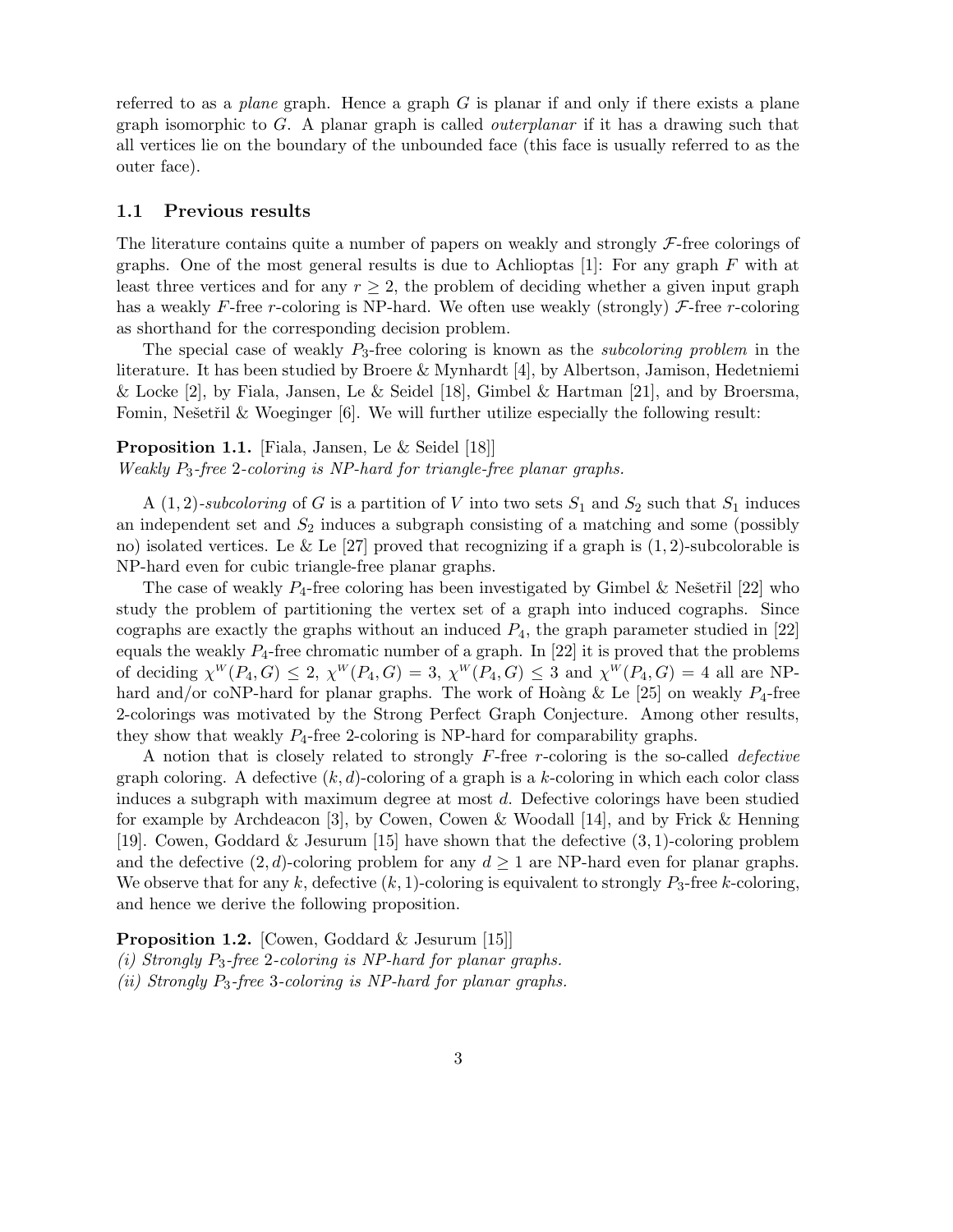referred to as a *plane* graph. Hence a graph $G$ is planar if and only if there exists a plane graph isomorphic to $G$. A planar graph is called *outerplanar* if it has a drawing such that all vertices lie on the boundary of the unbounded face (this face is usually referred to as the outer face).

### 1.1 Previous results

The literature contains quite a number of papers on weakly and strongly $\mathcal{F}$-free colorings of graphs. One of the most general results is due to Achlioptas [1]: For any graph $F$ with at least three vertices and for any $r \geq 2$, the problem of deciding whether a given input graph has a weakly $F$-free $r$-coloring is NP-hard. We often use weakly (strongly) $\mathcal{F}$-free $r$-coloring as shorthand for the corresponding decision problem.

The special case of weakly $P_3$-free coloring is known as the *subcoloring problem* in the literature. It has been studied by Broere & Mynhardt [4], by Albertson, Jamison, Hedetniemi & Locke [2], by Fiala, Jansen, Le & Seidel [18], Gimbel & Hartman [21], and by Broersma, Fomin, Nešetřil & Woeginger [6]. We will further utilize especially the following result:

**Proposition 1.1.** [Fiala, Jansen, Le & Seidel [18]]
*Weakly $P_3$-free 2-coloring is NP-hard for triangle-free planar graphs.*

A $(1,2)$-*subcoloring* of $G$ is a partition of $V$ into two sets $S_1$ and $S_2$ such that $S_1$ induces an independent set and $S_2$ induces a subgraph consisting of a matching and some (possibly no) isolated vertices. Le & Le [27] proved that recognizing if a graph is $(1,2)$-subcolorable is NP-hard even for cubic triangle-free planar graphs.

The case of weakly $P_4$-free coloring has been investigated by Gimbel & Nešetřil [22] who study the problem of partitioning the vertex set of a graph into induced cographs. Since cographs are exactly the graphs without an induced $P_4$, the graph parameter studied in [22] equals the weakly $P_4$-free chromatic number of a graph. In [22] it is proved that the problems of deciding $\chi^W(P_4, G) \leq 2$, $\chi^W(P_4, G) = 3$, $\chi^W(P_4, G) \leq 3$ and $\chi^W(P_4, G) = 4$ all are NP-hard and/or coNP-hard for planar graphs. The work of Hoàng & Le [25] on weakly $P_4$-free 2-colorings was motivated by the Strong Perfect Graph Conjecture. Among other results, they show that weakly $P_4$-free 2-coloring is NP-hard for comparability graphs.

A notion that is closely related to strongly $F$-free $r$-coloring is the so-called *defective* graph coloring. A defective $(k,d)$-coloring of a graph is a $k$-coloring in which each color class induces a subgraph with maximum degree at most $d$. Defective colorings have been studied for example by Archdeacon [3], by Cowen, Cowen & Woodall [14], and by Frick & Henning [19]. Cowen, Goddard & Jesurum [15] have shown that the defective $(3,1)$-coloring problem and the defective $(2,d)$-coloring problem for any $d \geq 1$ are NP-hard even for planar graphs. We observe that for any $k$, defective $(k,1)$-coloring is equivalent to strongly $P_3$-free $k$-coloring, and hence we derive the following proposition.

**Proposition 1.2.** [Cowen, Goddard & Jesurum [15]]
*(i) Strongly $P_3$-free 2-coloring is NP-hard for planar graphs.*
*(ii) Strongly $P_3$-free 3-coloring is NP-hard for planar graphs.*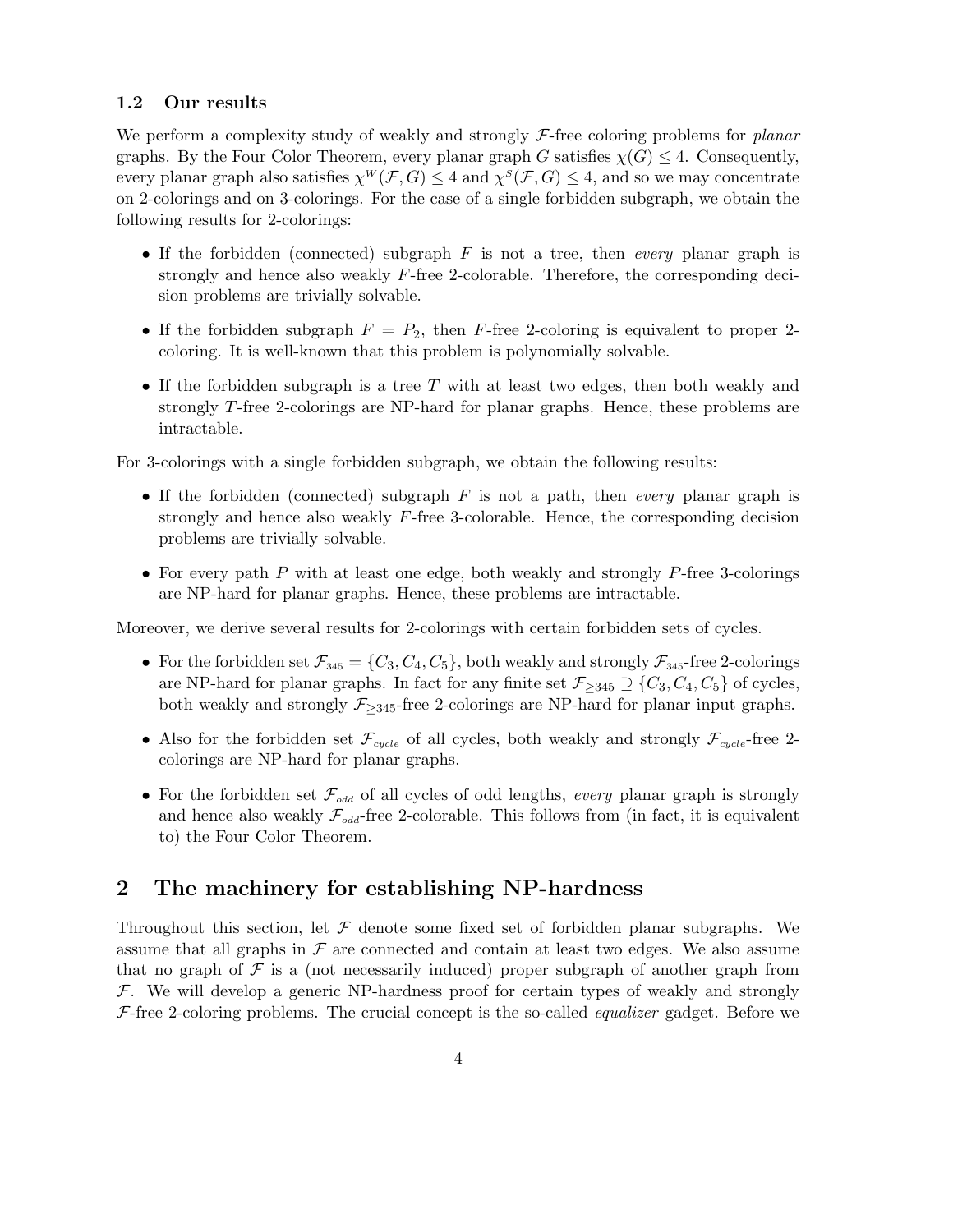### 1.2 Our results

We perform a complexity study of weakly and strongly $\mathcal{F}$-free coloring problems for *planar* graphs. By the Four Color Theorem, every planar graph $G$ satisfies $\chi(G) \leq 4$. Consequently, every planar graph also satisfies $\chi^{W}(\mathcal{F}, G) \leq 4$ and $\chi^{S}(\mathcal{F}, G) \leq 4$, and so we may concentrate on 2-colorings and on 3-colorings. For the case of a single forbidden subgraph, we obtain the following results for 2-colorings:

- If the forbidden (connected) subgraph $F$ is not a tree, then *every* planar graph is strongly and hence also weakly $F$-free 2-colorable. Therefore, the corresponding decision problems are trivially solvable.
- If the forbidden subgraph $F = P_2$, then $F$-free 2-coloring is equivalent to proper 2-coloring. It is well-known that this problem is polynomially solvable.
- If the forbidden subgraph is a tree $T$ with at least two edges, then both weakly and strongly $T$-free 2-colorings are NP-hard for planar graphs. Hence, these problems are intractable.

For 3-colorings with a single forbidden subgraph, we obtain the following results:

- If the forbidden (connected) subgraph $F$ is not a path, then *every* planar graph is strongly and hence also weakly $F$-free 3-colorable. Hence, the corresponding decision problems are trivially solvable.
- For every path $P$ with at least one edge, both weakly and strongly $P$-free 3-colorings are NP-hard for planar graphs. Hence, these problems are intractable.

Moreover, we derive several results for 2-colorings with certain forbidden sets of cycles.

- For the forbidden set $\mathcal{F}_{345} = \{C_3, C_4, C_5\}$, both weakly and strongly $\mathcal{F}_{345}$-free 2-colorings are NP-hard for planar graphs. In fact for any finite set $\mathcal{F}_{\geq 345} \supseteq \{C_3, C_4, C_5\}$ of cycles, both weakly and strongly $\mathcal{F}_{\geq 345}$-free 2-colorings are NP-hard for planar input graphs.
- Also for the forbidden set $\mathcal{F}_{cycle}$ of all cycles, both weakly and strongly $\mathcal{F}_{cycle}$-free 2-colorings are NP-hard for planar graphs.
- For the forbidden set $\mathcal{F}_{odd}$ of all cycles of odd lengths, *every* planar graph is strongly and hence also weakly $\mathcal{F}_{odd}$-free 2-colorable. This follows from (in fact, it is equivalent to) the Four Color Theorem.

## 2 The machinery for establishing NP-hardness

Throughout this section, let $\mathcal{F}$ denote some fixed set of forbidden planar subgraphs. We assume that all graphs in $\mathcal{F}$ are connected and contain at least two edges. We also assume that no graph of $\mathcal{F}$ is a (not necessarily induced) proper subgraph of another graph from $\mathcal{F}$. We will develop a generic NP-hardness proof for certain types of weakly and strongly $\mathcal{F}$-free 2-coloring problems. The crucial concept is the so-called *equalizer* gadget. Before we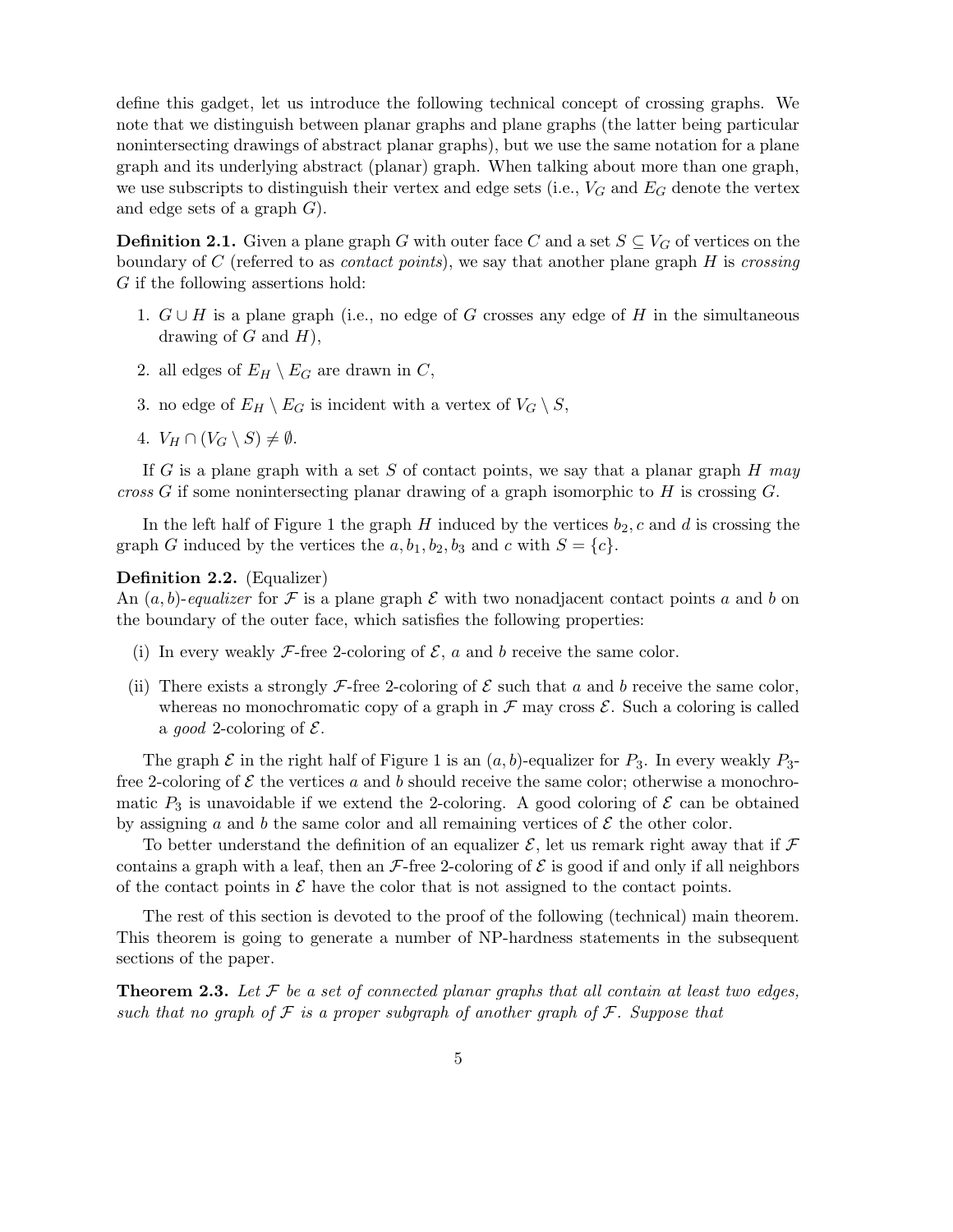define this gadget, let us introduce the following technical concept of crossing graphs. We note that we distinguish between planar graphs and plane graphs (the latter being particular nonintersecting drawings of abstract planar graphs), but we use the same notation for a plane graph and its underlying abstract (planar) graph. When talking about more than one graph, we use subscripts to distinguish their vertex and edge sets (i.e., $V_G$ and $E_G$ denote the vertex and edge sets of a graph $G$).

**Definition 2.1.** Given a plane graph $G$ with outer face $C$ and a set $S \subseteq V_G$ of vertices on the boundary of $C$ (referred to as *contact points*), we say that another plane graph $H$ is *crossing* $G$ if the following assertions hold:

1. $G \cup H$ is a plane graph (i.e., no edge of $G$ crosses any edge of $H$ in the simultaneous drawing of $G$ and $H$),
2. all edges of $E_H \setminus E_G$ are drawn in $C$,
3. no edge of $E_H \setminus E_G$ is incident with a vertex of $V_G \setminus S$,
4. $V_H \cap (V_G \setminus S) \neq \emptyset$.

If $G$ is a plane graph with a set $S$ of contact points, we say that a planar graph $H$ *may cross* $G$ if some nonintersecting planar drawing of a graph isomorphic to $H$ is crossing $G$.

In the left half of Figure 1 the graph $H$ induced by the vertices $b_2, c$ and $d$ is crossing the graph $G$ induced by the vertices the $a, b_1, b_2, b_3$ and $c$ with $S = \{c\}$.

**Definition 2.2.** (Equalizer)
An $(a, b)$-*equalizer* for $\mathcal{F}$ is a plane graph $\mathcal{E}$ with two nonadjacent contact points $a$ and $b$ on the boundary of the outer face, which satisfies the following properties:

(i) In every weakly $\mathcal{F}$-free 2-coloring of $\mathcal{E}$, $a$ and $b$ receive the same color.

(ii) There exists a strongly $\mathcal{F}$-free 2-coloring of $\mathcal{E}$ such that $a$ and $b$ receive the same color, whereas no monochromatic copy of a graph in $\mathcal{F}$ may cross $\mathcal{E}$. Such a coloring is called a *good* 2-coloring of $\mathcal{E}$.

The graph $\mathcal{E}$ in the right half of Figure 1 is an $(a, b)$-equalizer for $P_3$. In every weakly $P_3$-free 2-coloring of $\mathcal{E}$ the vertices $a$ and $b$ should receive the same color; otherwise a monochromatic $P_3$ is unavoidable if we extend the 2-coloring. A good coloring of $\mathcal{E}$ can be obtained by assigning $a$ and $b$ the same color and all remaining vertices of $\mathcal{E}$ the other color.

To better understand the definition of an equalizer $\mathcal{E}$, let us remark right away that if $\mathcal{F}$ contains a graph with a leaf, then an $\mathcal{F}$-free 2-coloring of $\mathcal{E}$ is good if and only if all neighbors of the contact points in $\mathcal{E}$ have the color that is not assigned to the contact points.

The rest of this section is devoted to the proof of the following (technical) main theorem. This theorem is going to generate a number of NP-hardness statements in the subsequent sections of the paper.

**Theorem 2.3.** *Let $\mathcal{F}$ be a set of connected planar graphs that all contain at least two edges, such that no graph of $\mathcal{F}$ is a proper subgraph of another graph of $\mathcal{F}$. Suppose that*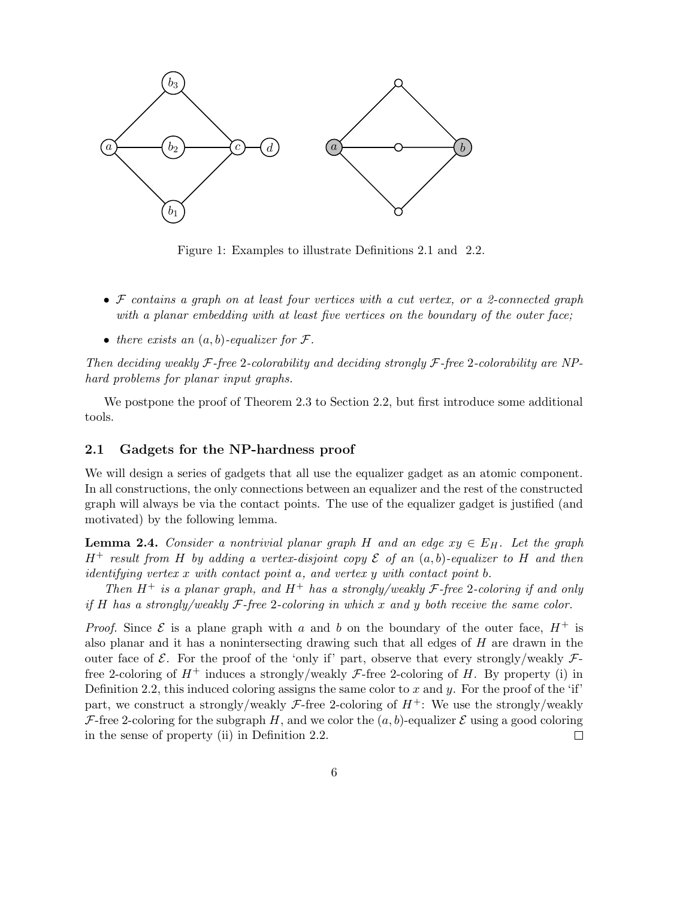Figure 1: Examples to illustrate Definitions 2.1 and 2.2.

- *$\mathcal{F}$ contains a graph on at least four vertices with a cut vertex, or a 2-connected graph with a planar embedding with at least five vertices on the boundary of the outer face;*
- *there exists an $(a, b)$-equalizer for $\mathcal{F}$.*

*Then deciding weakly $\mathcal{F}$-free 2-colorability and deciding strongly $\mathcal{F}$-free 2-colorability are NP-hard problems for planar input graphs.*

We postpone the proof of Theorem 2.3 to Section 2.2, but first introduce some additional tools.

### 2.1 Gadgets for the NP-hardness proof

We will design a series of gadgets that all use the equalizer gadget as an atomic component. In all constructions, the only connections between an equalizer and the rest of the constructed graph will always be via the contact points. The use of the equalizer gadget is justified (and motivated) by the following lemma.

**Lemma 2.4.** *Consider a nontrivial planar graph $H$ and an edge $xy \in E_H$. Let the graph $H^+$ result from $H$ by adding a vertex-disjoint copy $\mathcal{E}$ of an $(a, b)$-equalizer to $H$ and then identifying vertex $x$ with contact point $a$, and vertex $y$ with contact point $b$.*

*Then $H^+$ is a planar graph, and $H^+$ has a strongly/weakly $\mathcal{F}$-free 2-coloring if and only if $H$ has a strongly/weakly $\mathcal{F}$-free 2-coloring in which $x$ and $y$ both receive the same color.*

*Proof.* Since $\mathcal{E}$ is a plane graph with $a$ and $b$ on the boundary of the outer face, $H^+$ is also planar and it has a nonintersecting drawing such that all edges of $H$ are drawn in the outer face of $\mathcal{E}$. For the proof of the 'only if' part, observe that every strongly/weakly $\mathcal{F}$-free 2-coloring of $H^+$ induces a strongly/weakly $\mathcal{F}$-free 2-coloring of $H$. By property (i) in Definition 2.2, this induced coloring assigns the same color to $x$ and $y$. For the proof of the 'if' part, we construct a strongly/weakly $\mathcal{F}$-free 2-coloring of $H^+$: We use the strongly/weakly $\mathcal{F}$-free 2-coloring for the subgraph $H$, and we color the $(a, b)$-equalizer $\mathcal{E}$ using a good coloring in the sense of property (ii) in Definition 2.2. ∎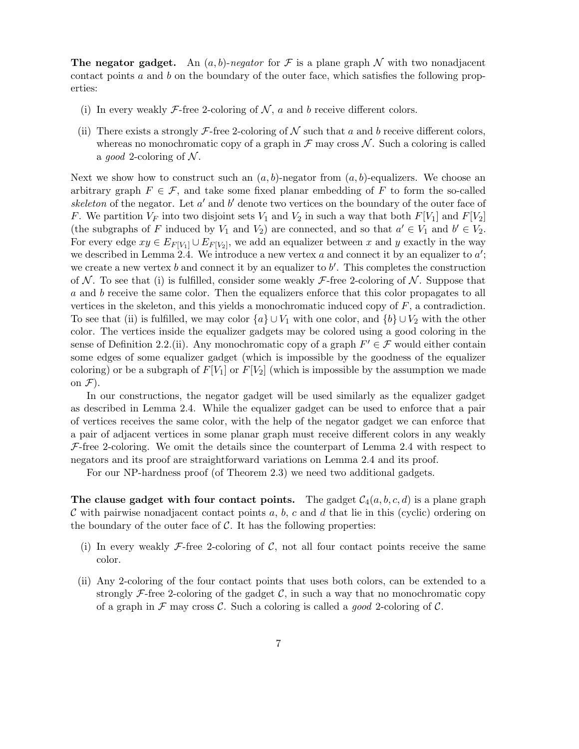**The negator gadget.** An $(a, b)$-*negator* for $\mathcal{F}$ is a plane graph $\mathcal{N}$ with two nonadjacent contact points $a$ and $b$ on the boundary of the outer face, which satisfies the following properties:

(i) In every weakly $\mathcal{F}$-free 2-coloring of $\mathcal{N}$, $a$ and $b$ receive different colors.

(ii) There exists a strongly $\mathcal{F}$-free 2-coloring of $\mathcal{N}$ such that $a$ and $b$ receive different colors, whereas no monochromatic copy of a graph in $\mathcal{F}$ may cross $\mathcal{N}$. Such a coloring is called a *good* 2-coloring of $\mathcal{N}$.

Next we show how to construct such an $(a, b)$-negator from $(a, b)$-equalizers. We choose an arbitrary graph $F \in \mathcal{F}$, and take some fixed planar embedding of $F$ to form the so-called *skeleton* of the negator. Let $a'$ and $b'$ denote two vertices on the boundary of the outer face of $F$. We partition $V_F$ into two disjoint sets $V_1$ and $V_2$ in such a way that both $F[V_1]$ and $F[V_2]$ (the subgraphs of $F$ induced by $V_1$ and $V_2$) are connected, and so that $a' \in V_1$ and $b' \in V_2$. For every edge $xy \in E_{F[V_1]} \cup E_{F[V_2]}$, we add an equalizer between $x$ and $y$ exactly in the way we described in Lemma 2.4. We introduce a new vertex $a$ and connect it by an equalizer to $a'$; we create a new vertex $b$ and connect it by an equalizer to $b'$. This completes the construction of $\mathcal{N}$. To see that (i) is fulfilled, consider some weakly $\mathcal{F}$-free 2-coloring of $\mathcal{N}$. Suppose that $a$ and $b$ receive the same color. Then the equalizers enforce that this color propagates to all vertices in the skeleton, and this yields a monochromatic induced copy of $F$, a contradiction. To see that (ii) is fulfilled, we may color $\{a\} \cup V_1$ with one color, and $\{b\} \cup V_2$ with the other color. The vertices inside the equalizer gadgets may be colored using a good coloring in the sense of Definition 2.2.(ii). Any monochromatic copy of a graph $F' \in \mathcal{F}$ would either contain some edges of some equalizer gadget (which is impossible by the goodness of the equalizer coloring) or be a subgraph of $F[V_1]$ or $F[V_2]$ (which is impossible by the assumption we made on $\mathcal{F}$).

In our constructions, the negator gadget will be used similarly as the equalizer gadget as described in Lemma 2.4. While the equalizer gadget can be used to enforce that a pair of vertices receives the same color, with the help of the negator gadget we can enforce that a pair of adjacent vertices in some planar graph must receive different colors in any weakly $\mathcal{F}$-free 2-coloring. We omit the details since the counterpart of Lemma 2.4 with respect to negators and its proof are straightforward variations on Lemma 2.4 and its proof.

For our NP-hardness proof (of Theorem 2.3) we need two additional gadgets.

**The clause gadget with four contact points.** The gadget $\mathcal{C}_4(a, b, c, d)$ is a plane graph $\mathcal{C}$ with pairwise nonadjacent contact points $a$, $b$, $c$ and $d$ that lie in this (cyclic) ordering on the boundary of the outer face of $\mathcal{C}$. It has the following properties:

(i) In every weakly $\mathcal{F}$-free 2-coloring of $\mathcal{C}$, not all four contact points receive the same color.

(ii) Any 2-coloring of the four contact points that uses both colors, can be extended to a strongly $\mathcal{F}$-free 2-coloring of the gadget $\mathcal{C}$, in such a way that no monochromatic copy of a graph in $\mathcal{F}$ may cross $\mathcal{C}$. Such a coloring is called a *good* 2-coloring of $\mathcal{C}$.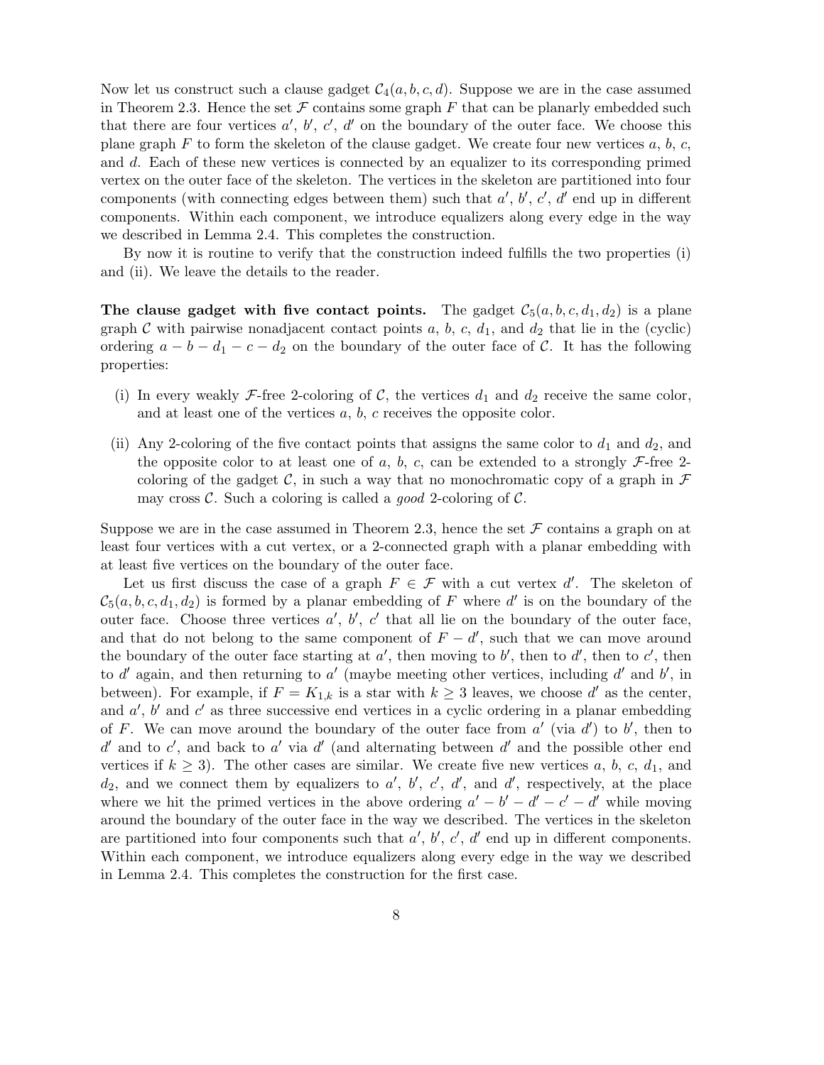Now let us construct such a clause gadget $\mathcal{C}_4(a, b, c, d)$. Suppose we are in the case assumed in Theorem 2.3. Hence the set $\mathcal{F}$ contains some graph $F$ that can be planarly embedded such that there are four vertices $a'$, $b'$, $c'$, $d'$ on the boundary of the outer face. We choose this plane graph $F$ to form the skeleton of the clause gadget. We create four new vertices $a$, $b$, $c$, and $d$. Each of these new vertices is connected by an equalizer to its corresponding primed vertex on the outer face of the skeleton. The vertices in the skeleton are partitioned into four components (with connecting edges between them) such that $a'$, $b'$, $c'$, $d'$ end up in different components. Within each component, we introduce equalizers along every edge in the way we described in Lemma 2.4. This completes the construction.

By now it is routine to verify that the construction indeed fulfills the two properties (i) and (ii). We leave the details to the reader.

**The clause gadget with five contact points.** The gadget $\mathcal{C}_5(a, b, c, d_1, d_2)$ is a plane graph $\mathcal{C}$ with pairwise nonadjacent contact points $a$, $b$, $c$, $d_1$, and $d_2$ that lie in the (cyclic) ordering $a - b - d_1 - c - d_2$ on the boundary of the outer face of $\mathcal{C}$. It has the following properties:

- (i) In every weakly $\mathcal{F}$-free 2-coloring of $\mathcal{C}$, the vertices $d_1$ and $d_2$ receive the same color, and at least one of the vertices $a$, $b$, $c$ receives the opposite color.
- (ii) Any 2-coloring of the five contact points that assigns the same color to $d_1$ and $d_2$, and the opposite color to at least one of $a$, $b$, $c$, can be extended to a strongly $\mathcal{F}$-free 2-coloring of the gadget $\mathcal{C}$, in such a way that no monochromatic copy of a graph in $\mathcal{F}$ may cross $\mathcal{C}$. Such a coloring is called a *good* 2-coloring of $\mathcal{C}$.

Suppose we are in the case assumed in Theorem 2.3, hence the set $\mathcal{F}$ contains a graph on at least four vertices with a cut vertex, or a 2-connected graph with a planar embedding with at least five vertices on the boundary of the outer face.

Let us first discuss the case of a graph $F \in \mathcal{F}$ with a cut vertex $d'$. The skeleton of $\mathcal{C}_5(a, b, c, d_1, d_2)$ is formed by a planar embedding of $F$ where $d'$ is on the boundary of the outer face. Choose three vertices $a'$, $b'$, $c'$ that all lie on the boundary of the outer face, and that do not belong to the same component of $F - d'$, such that we can move around the boundary of the outer face starting at $a'$, then moving to $b'$, then to $d'$, then to $c'$, then to $d'$ again, and then returning to $a'$ (maybe meeting other vertices, including $d'$ and $b'$, in between). For example, if $F = K_{1,k}$ is a star with $k \geq 3$ leaves, we choose $d'$ as the center, and $a'$, $b'$ and $c'$ as three successive end vertices in a cyclic ordering in a planar embedding of $F$. We can move around the boundary of the outer face from $a'$ (via $d'$) to $b'$, then to $d'$ and to $c'$, and back to $a'$ via $d'$ (and alternating between $d'$ and the possible other end vertices if $k \geq 3$). The other cases are similar. We create five new vertices $a$, $b$, $c$, $d_1$, and $d_2$, and we connect them by equalizers to $a'$, $b'$, $c'$, $d'$, and $d'$, respectively, at the place where we hit the primed vertices in the above ordering $a' - b' - d' - c' - d'$ while moving around the boundary of the outer face in the way we described. The vertices in the skeleton are partitioned into four components such that $a'$, $b'$, $c'$, $d'$ end up in different components. Within each component, we introduce equalizers along every edge in the way we described in Lemma 2.4. This completes the construction for the first case.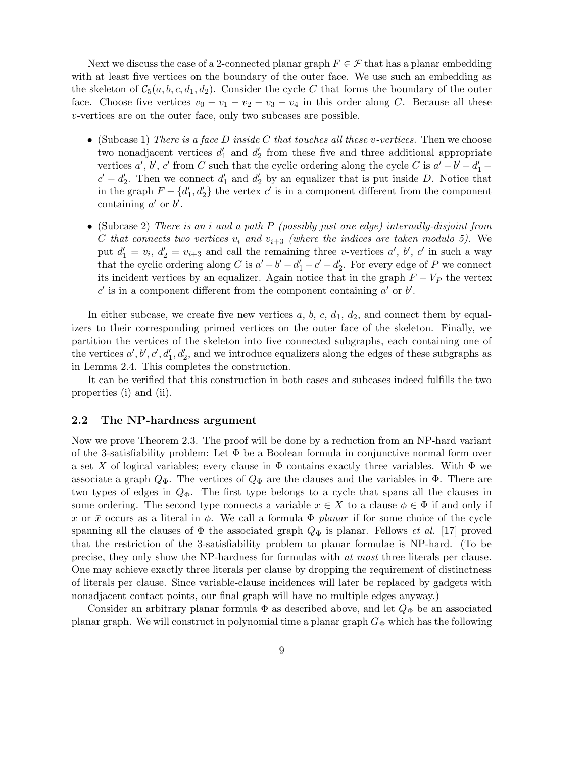Next we discuss the case of a 2-connected planar graph $F \in \mathcal{F}$ that has a planar embedding with at least five vertices on the boundary of the outer face. We use such an embedding as the skeleton of $\mathcal{C}_5(a, b, c, d_1, d_2)$. Consider the cycle $C$ that forms the boundary of the outer face. Choose five vertices $v_0 - v_1 - v_2 - v_3 - v_4$ in this order along $C$. Because all these $v$-vertices are on the outer face, only two subcases are possible.

- (Subcase 1) *There is a face $D$ inside $C$ that touches all these $v$-vertices.* Then we choose two nonadjacent vertices $d'_1$ and $d'_2$ from these five and three additional appropriate vertices $a'$, $b'$, $c'$ from $C$ such that the cyclic ordering along the cycle $C$ is $a' - b' - d'_1 - c' - d'_2$. Then we connect $d'_1$ and $d'_2$ by an equalizer that is put inside $D$. Notice that in the graph $F - \{d'_1, d'_2\}$ the vertex $c'$ is in a component different from the component containing $a'$ or $b'$.
- (Subcase 2) *There is an $i$ and a path $P$ (possibly just one edge) internally-disjoint from $C$ that connects two vertices $v_i$ and $v_{i+3}$ (where the indices are taken modulo 5).* We put $d'_1 = v_i$, $d'_2 = v_{i+3}$ and call the remaining three $v$-vertices $a'$, $b'$, $c'$ in such a way that the cyclic ordering along $C$ is $a' - b' - d'_1 - c' - d'_2$. For every edge of $P$ we connect its incident vertices by an equalizer. Again notice that in the graph $F - V_P$ the vertex $c'$ is in a component different from the component containing $a'$ or $b'$.

In either subcase, we create five new vertices $a$, $b$, $c$, $d_1$, $d_2$, and connect them by equalizers to their corresponding primed vertices on the outer face of the skeleton. Finally, we partition the vertices of the skeleton into five connected subgraphs, each containing one of the vertices $a', b', c', d'_1, d'_2$, and we introduce equalizers along the edges of these subgraphs as in Lemma 2.4. This completes the construction.

It can be verified that this construction in both cases and subcases indeed fulfills the two properties (i) and (ii).

### 2.2 The NP-hardness argument

Now we prove Theorem 2.3. The proof will be done by a reduction from an NP-hard variant of the 3-satisfiability problem: Let $\Phi$ be a Boolean formula in conjunctive normal form over a set $X$ of logical variables; every clause in $\Phi$ contains exactly three variables. With $\Phi$ we associate a graph $Q_\Phi$. The vertices of $Q_\Phi$ are the clauses and the variables in $\Phi$. There are two types of edges in $Q_\Phi$. The first type belongs to a cycle that spans all the clauses in some ordering. The second type connects a variable $x \in X$ to a clause $\phi \in \Phi$ if and only if $x$ or $\bar{x}$ occurs as a literal in $\phi$. We call a formula $\Phi$ *planar* if for some choice of the cycle spanning all the clauses of $\Phi$ the associated graph $Q_\Phi$ is planar. Fellows *et al.* [17] proved that the restriction of the 3-satisfiability problem to planar formulae is NP-hard. (To be precise, they only show the NP-hardness for formulas with *at most* three literals per clause. One may achieve exactly three literals per clause by dropping the requirement of distinctness of literals per clause. Since variable-clause incidences will later be replaced by gadgets with nonadjacent contact points, our final graph will have no multiple edges anyway.)

Consider an arbitrary planar formula $\Phi$ as described above, and let $Q_\Phi$ be an associated planar graph. We will construct in polynomial time a planar graph $G_\Phi$ which has the following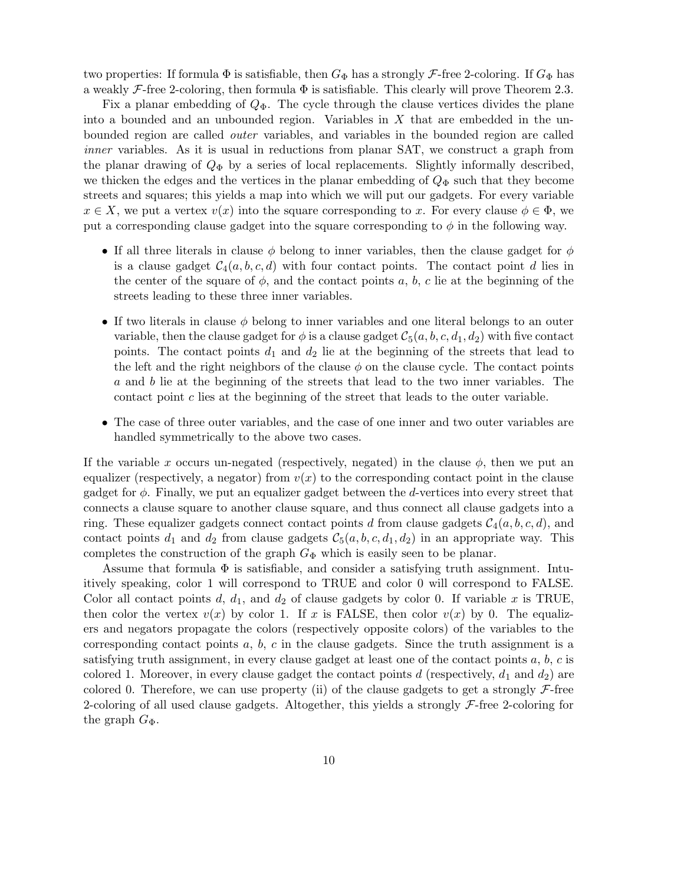two properties: If formula $\Phi$ is satisfiable, then $G_\Phi$ has a strongly $\mathcal{F}$-free 2-coloring. If $G_\Phi$ has a weakly $\mathcal{F}$-free 2-coloring, then formula $\Phi$ is satisfiable. This clearly will prove Theorem 2.3.

Fix a planar embedding of $Q_\Phi$. The cycle through the clause vertices divides the plane into a bounded and an unbounded region. Variables in $X$ that are embedded in the unbounded region are called *outer* variables, and variables in the bounded region are called *inner* variables. As it is usual in reductions from planar SAT, we construct a graph from the planar drawing of $Q_\Phi$ by a series of local replacements. Slightly informally described, we thicken the edges and the vertices in the planar embedding of $Q_\Phi$ such that they become streets and squares; this yields a map into which we will put our gadgets. For every variable $x \in X$, we put a vertex $v(x)$ into the square corresponding to $x$. For every clause $\phi \in \Phi$, we put a corresponding clause gadget into the square corresponding to $\phi$ in the following way.

- If all three literals in clause $\phi$ belong to inner variables, then the clause gadget for $\phi$ is a clause gadget $\mathcal{C}_4(a, b, c, d)$ with four contact points. The contact point $d$ lies in the center of the square of $\phi$, and the contact points $a$, $b$, $c$ lie at the beginning of the streets leading to these three inner variables.
- If two literals in clause $\phi$ belong to inner variables and one literal belongs to an outer variable, then the clause gadget for $\phi$ is a clause gadget $\mathcal{C}_5(a, b, c, d_1, d_2)$ with five contact points. The contact points $d_1$ and $d_2$ lie at the beginning of the streets that lead to the left and the right neighbors of the clause $\phi$ on the clause cycle. The contact points $a$ and $b$ lie at the beginning of the streets that lead to the two inner variables. The contact point $c$ lies at the beginning of the street that leads to the outer variable.
- The case of three outer variables, and the case of one inner and two outer variables are handled symmetrically to the above two cases.

If the variable $x$ occurs un-negated (respectively, negated) in the clause $\phi$, then we put an equalizer (respectively, a negator) from $v(x)$ to the corresponding contact point in the clause gadget for $\phi$. Finally, we put an equalizer gadget between the $d$-vertices into every street that connects a clause square to another clause square, and thus connect all clause gadgets into a ring. These equalizer gadgets connect contact points $d$ from clause gadgets $\mathcal{C}_4(a, b, c, d)$, and contact points $d_1$ and $d_2$ from clause gadgets $\mathcal{C}_5(a, b, c, d_1, d_2)$ in an appropriate way. This completes the construction of the graph $G_\Phi$ which is easily seen to be planar.

Assume that formula $\Phi$ is satisfiable, and consider a satisfying truth assignment. Intuitively speaking, color 1 will correspond to TRUE and color 0 will correspond to FALSE. Color all contact points $d$, $d_1$, and $d_2$ of clause gadgets by color 0. If variable $x$ is TRUE, then color the vertex $v(x)$ by color 1. If $x$ is FALSE, then color $v(x)$ by 0. The equalizers and negators propagate the colors (respectively opposite colors) of the variables to the corresponding contact points $a$, $b$, $c$ in the clause gadgets. Since the truth assignment is a satisfying truth assignment, in every clause gadget at least one of the contact points $a$, $b$, $c$ is colored 1. Moreover, in every clause gadget the contact points $d$ (respectively, $d_1$ and $d_2$) are colored 0. Therefore, we can use property (ii) of the clause gadgets to get a strongly $\mathcal{F}$-free 2-coloring of all used clause gadgets. Altogether, this yields a strongly $\mathcal{F}$-free 2-coloring for the graph $G_\Phi$.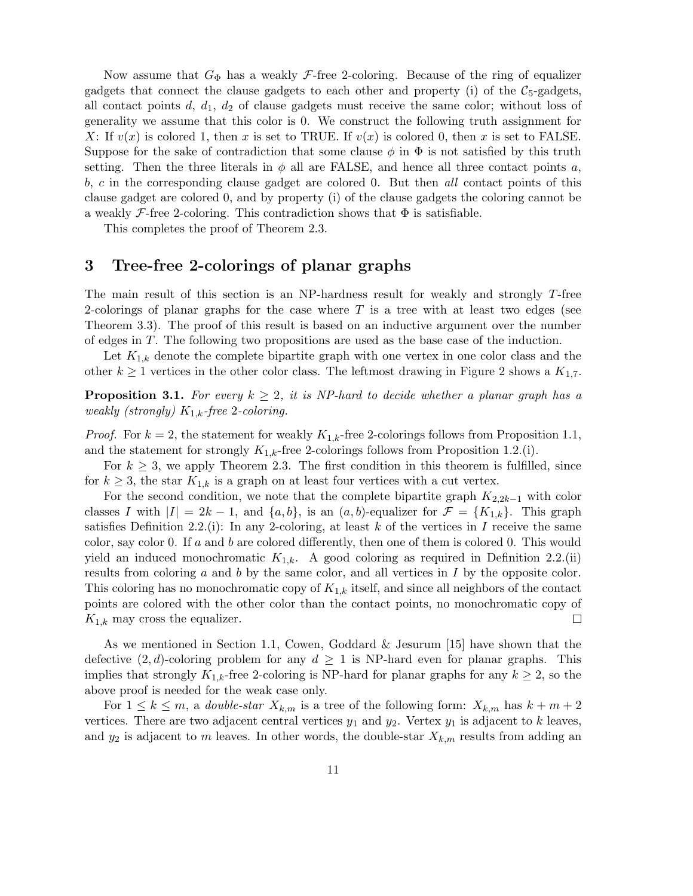Now assume that $G_\Phi$ has a weakly $\mathcal{F}$-free 2-coloring. Because of the ring of equalizer gadgets that connect the clause gadgets to each other and property (i) of the $\mathcal{C}_5$-gadgets, all contact points $d$, $d_1$, $d_2$ of clause gadgets must receive the same color; without loss of generality we assume that this color is 0. We construct the following truth assignment for $X$: If $v(x)$ is colored 1, then $x$ is set to TRUE. If $v(x)$ is colored 0, then $x$ is set to FALSE. Suppose for the sake of contradiction that some clause $\phi$ in $\Phi$ is not satisfied by this truth setting. Then the three literals in $\phi$ all are FALSE, and hence all three contact points $a$, $b$, $c$ in the corresponding clause gadget are colored 0. But then *all* contact points of this clause gadget are colored 0, and by property (i) of the clause gadgets the coloring cannot be a weakly $\mathcal{F}$-free 2-coloring. This contradiction shows that $\Phi$ is satisfiable.

This completes the proof of Theorem 2.3.

# 3 Tree-free 2-colorings of planar graphs

The main result of this section is an NP-hardness result for weakly and strongly $T$-free 2-colorings of planar graphs for the case where $T$ is a tree with at least two edges (see Theorem 3.3). The proof of this result is based on an inductive argument over the number of edges in $T$. The following two propositions are used as the base case of the induction.

Let $K_{1,k}$ denote the complete bipartite graph with one vertex in one color class and the other $k \geq 1$ vertices in the other color class. The leftmost drawing in Figure 2 shows a $K_{1,7}$.

**Proposition 3.1.** *For every $k \geq 2$, it is NP-hard to decide whether a planar graph has a weakly (strongly) $K_{1,k}$-free 2-coloring.*

*Proof.* For $k = 2$, the statement for weakly $K_{1,k}$-free 2-colorings follows from Proposition 1.1, and the statement for strongly $K_{1,k}$-free 2-colorings follows from Proposition 1.2.(i).

For $k \geq 3$, we apply Theorem 2.3. The first condition in this theorem is fulfilled, since for $k \geq 3$, the star $K_{1,k}$ is a graph on at least four vertices with a cut vertex.

For the second condition, we note that the complete bipartite graph $K_{2,2k-1}$ with color classes $I$ with $|I| = 2k - 1$, and $\{a, b\}$, is an $(a, b)$-equalizer for $\mathcal{F} = \{K_{1,k}\}$. This graph satisfies Definition 2.2.(i): In any 2-coloring, at least $k$ of the vertices in $I$ receive the same color, say color 0. If $a$ and $b$ are colored differently, then one of them is colored 0. This would yield an induced monochromatic $K_{1,k}$. A good coloring as required in Definition 2.2.(ii) results from coloring $a$ and $b$ by the same color, and all vertices in $I$ by the opposite color. This coloring has no monochromatic copy of $K_{1,k}$ itself, and since all neighbors of the contact points are colored with the other color than the contact points, no monochromatic copy of $K_{1,k}$ may cross the equalizer. $\square$

As we mentioned in Section 1.1, Cowen, Goddard & Jesurum [15] have shown that the defective $(2, d)$-coloring problem for any $d \geq 1$ is NP-hard even for planar graphs. This implies that strongly $K_{1,k}$-free 2-coloring is NP-hard for planar graphs for any $k \geq 2$, so the above proof is needed for the weak case only.

For $1 \leq k \leq m$, a *double-star* $X_{k,m}$ is a tree of the following form: $X_{k,m}$ has $k + m + 2$ vertices. There are two adjacent central vertices $y_1$ and $y_2$. Vertex $y_1$ is adjacent to $k$ leaves, and $y_2$ is adjacent to $m$ leaves. In other words, the double-star $X_{k,m}$ results from adding an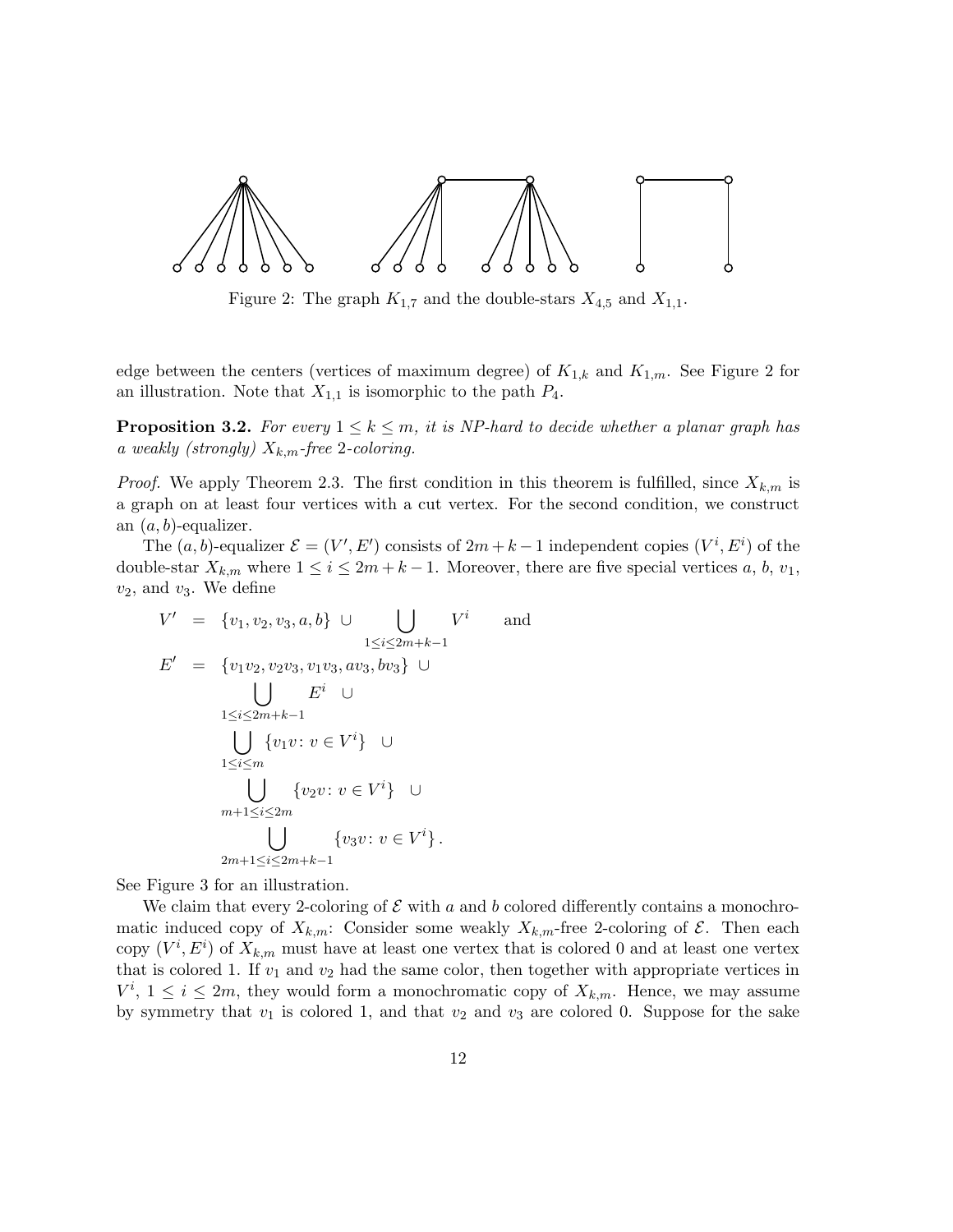Figure 2: The graph $K_{1,7}$ and the double-stars $X_{4,5}$ and $X_{1,1}$.

edge between the centers (vertices of maximum degree) of $K_{1,k}$ and $K_{1,m}$. See Figure 2 for an illustration. Note that $X_{1,1}$ is isomorphic to the path $P_4$.

**Proposition 3.2.** *For every $1 \leq k \leq m$, it is NP-hard to decide whether a planar graph has a weakly (strongly) $X_{k,m}$-free 2-coloring.*

*Proof.* We apply Theorem 2.3. The first condition in this theorem is fulfilled, since $X_{k,m}$ is a graph on at least four vertices with a cut vertex. For the second condition, we construct an $(a, b)$-equalizer.

The $(a, b)$-equalizer $\mathcal{E} = (V', E')$ consists of $2m + k - 1$ independent copies $(V^i, E^i)$ of the double-star $X_{k,m}$ where $1 \leq i \leq 2m + k - 1$. Moreover, there are five special vertices $a$, $b$, $v_1$, $v_2$, and $v_3$. We define

$$
\begin{aligned}
V' &= \{v_1, v_2, v_3, a, b\} \cup \bigcup_{1 \leq i \leq 2m+k-1} V^i \qquad \text{and} \\
E' &= \{v_1v_2, v_2v_3, v_1v_3, av_3, bv_3\} \cup \\
&\quad \bigcup_{1 \leq i \leq 2m+k-1} E^i \cup \\
&\quad \bigcup_{1 \leq i \leq m} \{v_1 v \colon v \in V^i\} \cup \\
&\quad \bigcup_{m+1 \leq i \leq 2m} \{v_2 v \colon v \in V^i\} \cup \\
&\quad \bigcup_{2m+1 \leq i \leq 2m+k-1} \{v_3 v \colon v \in V^i\}.
\end{aligned}
$$

See Figure 3 for an illustration.

We claim that every 2-coloring of $\mathcal{E}$ with $a$ and $b$ colored differently contains a monochromatic induced copy of $X_{k,m}$: Consider some weakly $X_{k,m}$-free 2-coloring of $\mathcal{E}$. Then each copy $(V^i, E^i)$ of $X_{k,m}$ must have at least one vertex that is colored 0 and at least one vertex that is colored 1. If $v_1$ and $v_2$ had the same color, then together with appropriate vertices in $V^i$, $1 \leq i \leq 2m$, they would form a monochromatic copy of $X_{k,m}$. Hence, we may assume by symmetry that $v_1$ is colored 1, and that $v_2$ and $v_3$ are colored 0. Suppose for the sake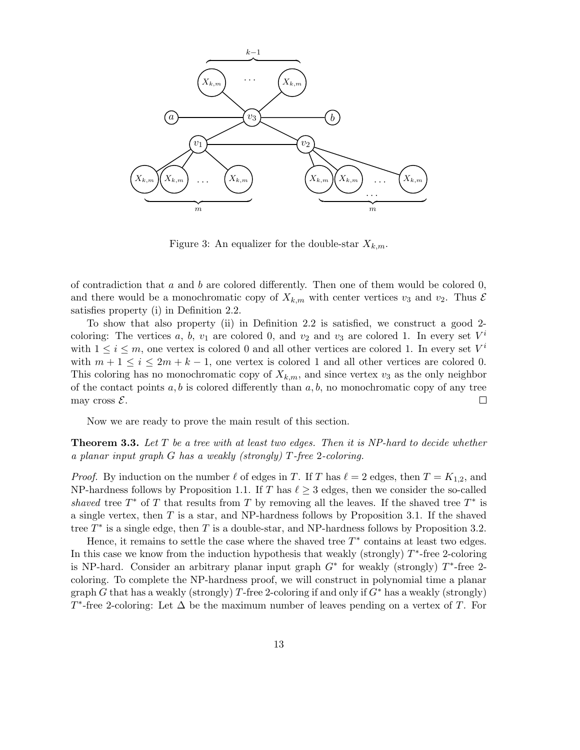Figure 3: An equalizer for the double-star $X_{k,m}$.

of contradiction that $a$ and $b$ are colored differently. Then one of them would be colored 0, and there would be a monochromatic copy of $X_{k,m}$ with center vertices $v_3$ and $v_2$. Thus $\mathcal{E}$ satisfies property (i) in Definition 2.2.

To show that also property (ii) in Definition 2.2 is satisfied, we construct a good 2-coloring: The vertices $a$, $b$, $v_1$ are colored 0, and $v_2$ and $v_3$ are colored 1. In every set $V^i$ with $1 \le i \le m$, one vertex is colored 0 and all other vertices are colored 1. In every set $V^i$ with $m+1 \le i \le 2m+k-1$, one vertex is colored 1 and all other vertices are colored 0. This coloring has no monochromatic copy of $X_{k,m}$, and since vertex $v_3$ as the only neighbor of the contact points $a, b$ is colored differently than $a, b$, no monochromatic copy of any tree may cross $\mathcal{E}$. □

Now we are ready to prove the main result of this section.

**Theorem 3.3.** *Let $T$ be a tree with at least two edges. Then it is NP-hard to decide whether a planar input graph $G$ has a weakly (strongly) $T$-free 2-coloring.*

*Proof.* By induction on the number $\ell$ of edges in $T$. If $T$ has $\ell = 2$ edges, then $T = K_{1,2}$, and NP-hardness follows by Proposition 1.1. If $T$ has $\ell \ge 3$ edges, then we consider the so-called *shaved* tree $T^*$ of $T$ that results from $T$ by removing all the leaves. If the shaved tree $T^*$ is a single vertex, then $T$ is a star, and NP-hardness follows by Proposition 3.1. If the shaved tree $T^*$ is a single edge, then $T$ is a double-star, and NP-hardness follows by Proposition 3.2.

Hence, it remains to settle the case where the shaved tree $T^*$ contains at least two edges. In this case we know from the induction hypothesis that weakly (strongly) $T^*$-free 2-coloring is NP-hard. Consider an arbitrary planar input graph $G^*$ for weakly (strongly) $T^*$-free 2-coloring. To complete the NP-hardness proof, we will construct in polynomial time a planar graph $G$ that has a weakly (strongly) $T$-free 2-coloring if and only if $G^*$ has a weakly (strongly) $T^*$-free 2-coloring: Let $\Delta$ be the maximum number of leaves pending on a vertex of $T$. For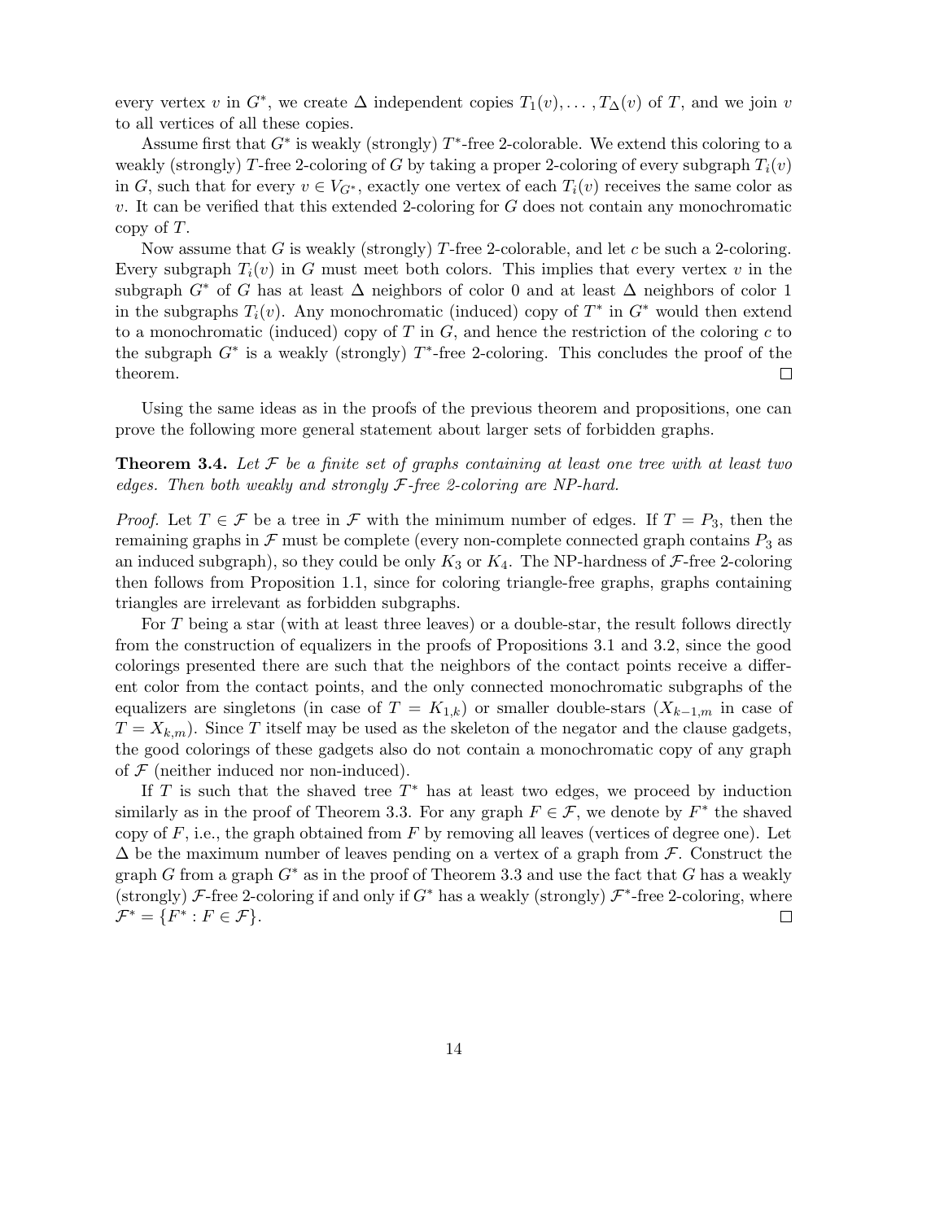every vertex $v$ in $G^*$, we create $\Delta$ independent copies $T_1(v), \dots, T_\Delta(v)$ of $T$, and we join $v$ to all vertices of all these copies.

Assume first that $G^*$ is weakly (strongly) $T^*$-free 2-colorable. We extend this coloring to a weakly (strongly) $T$-free 2-coloring of $G$ by taking a proper 2-coloring of every subgraph $T_i(v)$ in $G$, such that for every $v \in V_{G^*}$, exactly one vertex of each $T_i(v)$ receives the same color as $v$. It can be verified that this extended 2-coloring for $G$ does not contain any monochromatic copy of $T$.

Now assume that $G$ is weakly (strongly) $T$-free 2-colorable, and let $c$ be such a 2-coloring. Every subgraph $T_i(v)$ in $G$ must meet both colors. This implies that every vertex $v$ in the subgraph $G^*$ of $G$ has at least $\Delta$ neighbors of color 0 and at least $\Delta$ neighbors of color 1 in the subgraphs $T_i(v)$. Any monochromatic (induced) copy of $T^*$ in $G^*$ would then extend to a monochromatic (induced) copy of $T$ in $G$, and hence the restriction of the coloring $c$ to the subgraph $G^*$ is a weakly (strongly) $T^*$-free 2-coloring. This concludes the proof of the theorem. □

Using the same ideas as in the proofs of the previous theorem and propositions, one can prove the following more general statement about larger sets of forbidden graphs.

**Theorem 3.4.** *Let $\mathcal{F}$ be a finite set of graphs containing at least one tree with at least two edges. Then both weakly and strongly $\mathcal{F}$-free 2-coloring are NP-hard.*

*Proof.* Let $T \in \mathcal{F}$ be a tree in $\mathcal{F}$ with the minimum number of edges. If $T = P_3$, then the remaining graphs in $\mathcal{F}$ must be complete (every non-complete connected graph contains $P_3$ as an induced subgraph), so they could be only $K_3$ or $K_4$. The NP-hardness of $\mathcal{F}$-free 2-coloring then follows from Proposition 1.1, since for coloring triangle-free graphs, graphs containing triangles are irrelevant as forbidden subgraphs.

For $T$ being a star (with at least three leaves) or a double-star, the result follows directly from the construction of equalizers in the proofs of Propositions 3.1 and 3.2, since the good colorings presented there are such that the neighbors of the contact points receive a different color from the contact points, and the only connected monochromatic subgraphs of the equalizers are singletons (in case of $T = K_{1,k}$) or smaller double-stars ($X_{k-1,m}$ in case of $T = X_{k,m}$). Since $T$ itself may be used as the skeleton of the negator and the clause gadgets, the good colorings of these gadgets also do not contain a monochromatic copy of any graph of $\mathcal{F}$ (neither induced nor non-induced).

If $T$ is such that the shaved tree $T^*$ has at least two edges, we proceed by induction similarly as in the proof of Theorem 3.3. For any graph $F \in \mathcal{F}$, we denote by $F^*$ the shaved copy of $F$, i.e., the graph obtained from $F$ by removing all leaves (vertices of degree one). Let $\Delta$ be the maximum number of leaves pending on a vertex of a graph from $\mathcal{F}$. Construct the graph $G$ from a graph $G^*$ as in the proof of Theorem 3.3 and use the fact that $G$ has a weakly (strongly) $\mathcal{F}$-free 2-coloring if and only if $G^*$ has a weakly (strongly) $\mathcal{F}^*$-free 2-coloring, where $\mathcal{F}^* = \{F^* : F \in \mathcal{F}\}$. □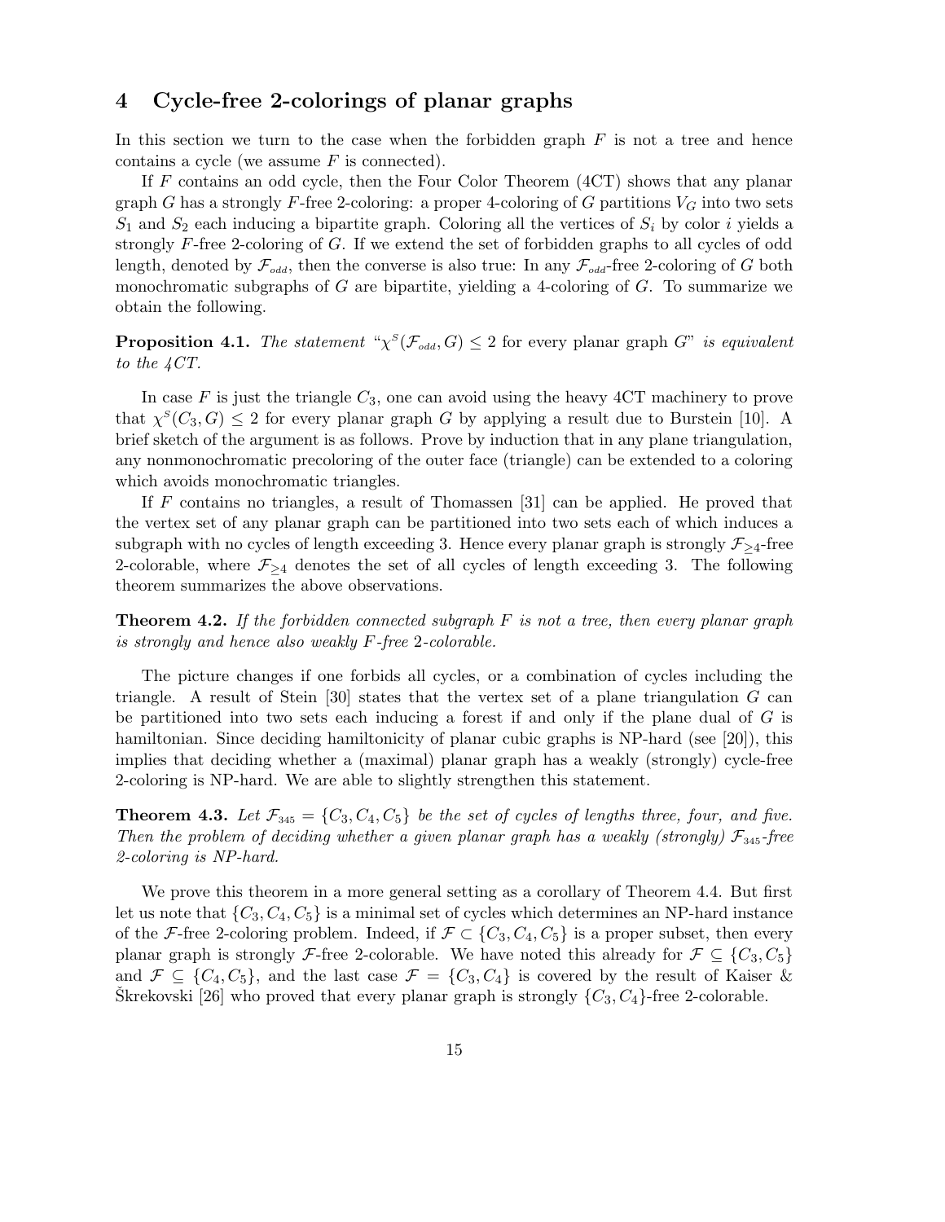## 4 Cycle-free 2-colorings of planar graphs

In this section we turn to the case when the forbidden graph $F$ is not a tree and hence contains a cycle (we assume $F$ is connected).

If $F$ contains an odd cycle, then the Four Color Theorem (4CT) shows that any planar graph $G$ has a strongly $F$-free 2-coloring: a proper 4-coloring of $G$ partitions $V_G$ into two sets $S_1$ and $S_2$ each inducing a bipartite graph. Coloring all the vertices of $S_i$ by color $i$ yields a strongly $F$-free 2-coloring of $G$. If we extend the set of forbidden graphs to all cycles of odd length, denoted by $\mathcal{F}_{odd}$, then the converse is also true: In any $\mathcal{F}_{odd}$-free 2-coloring of $G$ both monochromatic subgraphs of $G$ are bipartite, yielding a 4-coloring of $G$. To summarize we obtain the following.

**Proposition 4.1.** *The statement "$\chi^S(\mathcal{F}_{odd}, G) \leq 2$ for every planar graph $G$" is equivalent to the 4CT.*

In case $F$ is just the triangle $C_3$, one can avoid using the heavy 4CT machinery to prove that $\chi^S(C_3, G) \leq 2$ for every planar graph $G$ by applying a result due to Burstein [10]. A brief sketch of the argument is as follows. Prove by induction that in any plane triangulation, any nonmonochromatic precoloring of the outer face (triangle) can be extended to a coloring which avoids monochromatic triangles.

If $F$ contains no triangles, a result of Thomassen [31] can be applied. He proved that the vertex set of any planar graph can be partitioned into two sets each of which induces a subgraph with no cycles of length exceeding 3. Hence every planar graph is strongly $\mathcal{F}_{\geq 4}$-free 2-colorable, where $\mathcal{F}_{\geq 4}$ denotes the set of all cycles of length exceeding 3. The following theorem summarizes the above observations.

**Theorem 4.2.** *If the forbidden connected subgraph $F$ is not a tree, then every planar graph is strongly and hence also weakly $F$-free 2-colorable.*

The picture changes if one forbids all cycles, or a combination of cycles including the triangle. A result of Stein [30] states that the vertex set of a plane triangulation $G$ can be partitioned into two sets each inducing a forest if and only if the plane dual of $G$ is hamiltonian. Since deciding hamiltonicity of planar cubic graphs is NP-hard (see [20]), this implies that deciding whether a (maximal) planar graph has a weakly (strongly) cycle-free 2-coloring is NP-hard. We are able to slightly strengthen this statement.

**Theorem 4.3.** *Let $\mathcal{F}_{345} = \{C_3, C_4, C_5\}$ be the set of cycles of lengths three, four, and five. Then the problem of deciding whether a given planar graph has a weakly (strongly) $\mathcal{F}_{345}$-free 2-coloring is NP-hard.*

We prove this theorem in a more general setting as a corollary of Theorem 4.4. But first let us note that $\{C_3, C_4, C_5\}$ is a minimal set of cycles which determines an NP-hard instance of the $\mathcal{F}$-free 2-coloring problem. Indeed, if $\mathcal{F} \subset \{C_3, C_4, C_5\}$ is a proper subset, then every planar graph is strongly $\mathcal{F}$-free 2-colorable. We have noted this already for $\mathcal{F} \subseteq \{C_3, C_5\}$ and $\mathcal{F} \subseteq \{C_4, C_5\}$, and the last case $\mathcal{F} = \{C_3, C_4\}$ is covered by the result of Kaiser & Škrekovski [26] who proved that every planar graph is strongly $\{C_3, C_4\}$-free 2-colorable.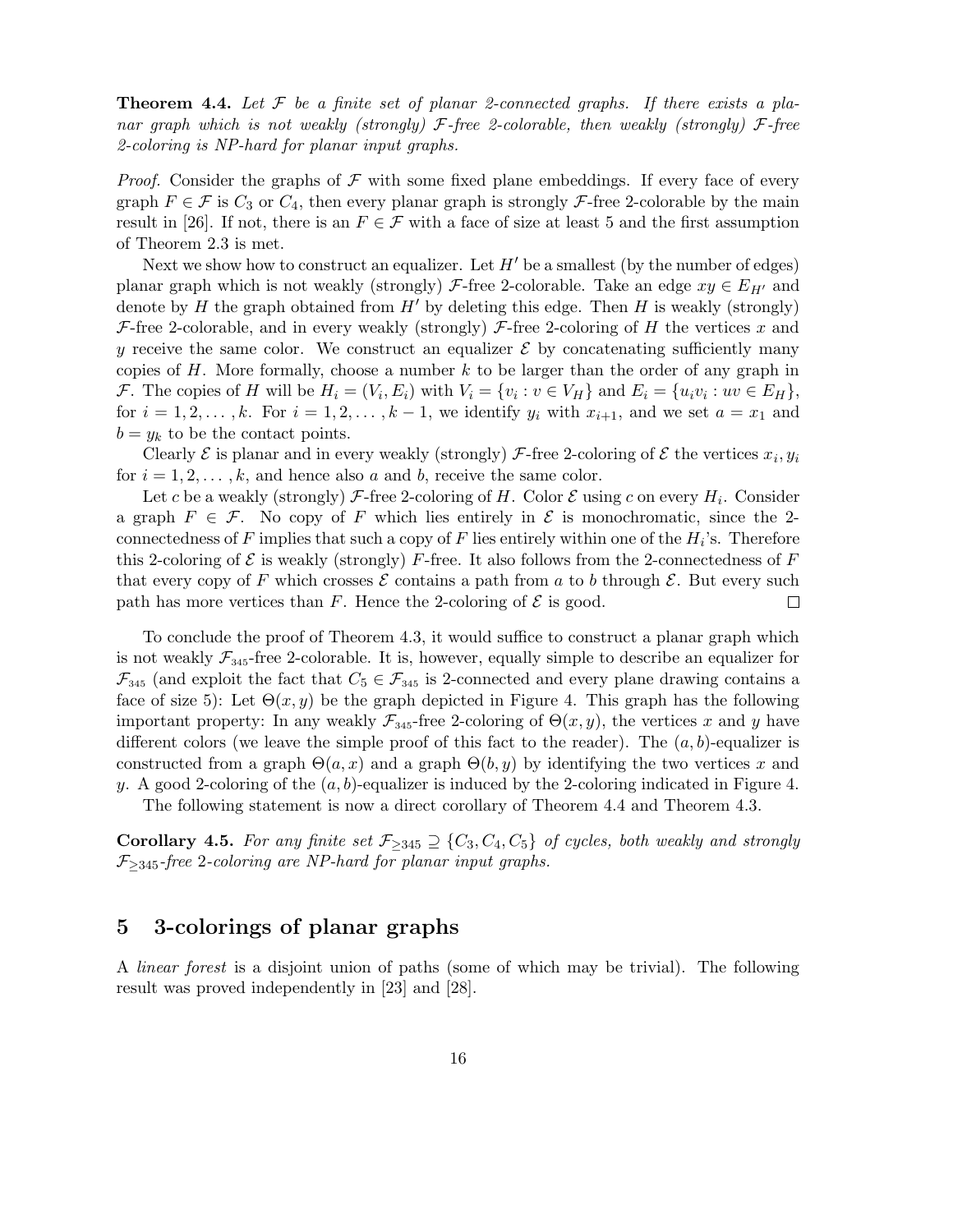**Theorem 4.4.** *Let $\mathcal{F}$ be a finite set of planar 2-connected graphs. If there exists a planar graph which is not weakly (strongly) $\mathcal{F}$-free 2-colorable, then weakly (strongly) $\mathcal{F}$-free 2-coloring is NP-hard for planar input graphs.*

*Proof.* Consider the graphs of $\mathcal{F}$ with some fixed plane embeddings. If every face of every graph $F \in \mathcal{F}$ is $C_3$ or $C_4$, then every planar graph is strongly $\mathcal{F}$-free 2-colorable by the main result in [26]. If not, there is an $F \in \mathcal{F}$ with a face of size at least 5 and the first assumption of Theorem 2.3 is met.

Next we show how to construct an equalizer. Let $H'$ be a smallest (by the number of edges) planar graph which is not weakly (strongly) $\mathcal{F}$-free 2-colorable. Take an edge $xy \in E_{H'}$ and denote by $H$ the graph obtained from $H'$ by deleting this edge. Then $H$ is weakly (strongly) $\mathcal{F}$-free 2-colorable, and in every weakly (strongly) $\mathcal{F}$-free 2-coloring of $H$ the vertices $x$ and $y$ receive the same color. We construct an equalizer $\mathcal{E}$ by concatenating sufficiently many copies of $H$. More formally, choose a number $k$ to be larger than the order of any graph in $\mathcal{F}$. The copies of $H$ will be $H_i = (V_i, E_i)$ with $V_i = \{v_i : v \in V_H\}$ and $E_i = \{u_i v_i : uv \in E_H\}$, for $i = 1, 2, \ldots, k$. For $i = 1, 2, \ldots, k-1$, we identify $y_i$ with $x_{i+1}$, and we set $a = x_1$ and $b = y_k$ to be the contact points.

Clearly $\mathcal{E}$ is planar and in every weakly (strongly) $\mathcal{F}$-free 2-coloring of $\mathcal{E}$ the vertices $x_i, y_i$ for $i = 1, 2, \ldots, k$, and hence also $a$ and $b$, receive the same color.

Let $c$ be a weakly (strongly) $\mathcal{F}$-free 2-coloring of $H$. Color $\mathcal{E}$ using $c$ on every $H_i$. Consider a graph $F \in \mathcal{F}$. No copy of $F$ which lies entirely in $\mathcal{E}$ is monochromatic, since the 2-connectedness of $F$ implies that such a copy of $F$ lies entirely within one of the $H_i$'s. Therefore this 2-coloring of $\mathcal{E}$ is weakly (strongly) $F$-free. It also follows from the 2-connectedness of $F$ that every copy of $F$ which crosses $\mathcal{E}$ contains a path from $a$ to $b$ through $\mathcal{E}$. But every such path has more vertices than $F$. Hence the 2-coloring of $\mathcal{E}$ is good. $\square$

To conclude the proof of Theorem 4.3, it would suffice to construct a planar graph which is not weakly $\mathcal{F}_{345}$-free 2-colorable. It is, however, equally simple to describe an equalizer for $\mathcal{F}_{345}$ (and exploit the fact that $C_5 \in \mathcal{F}_{345}$ is 2-connected and every plane drawing contains a face of size 5): Let $\Theta(x, y)$ be the graph depicted in Figure 4. This graph has the following important property: In any weakly $\mathcal{F}_{345}$-free 2-coloring of $\Theta(x, y)$, the vertices $x$ and $y$ have different colors (we leave the simple proof of this fact to the reader). The $(a, b)$-equalizer is constructed from a graph $\Theta(a, x)$ and a graph $\Theta(b, y)$ by identifying the two vertices $x$ and $y$. A good 2-coloring of the $(a, b)$-equalizer is induced by the 2-coloring indicated in Figure 4.

The following statement is now a direct corollary of Theorem 4.4 and Theorem 4.3.

**Corollary 4.5.** *For any finite set $\mathcal{F}_{\geq 345} \supseteq \{C_3, C_4, C_5\}$ of cycles, both weakly and strongly $\mathcal{F}_{\geq 345}$-free 2-coloring are NP-hard for planar input graphs.*

## 5 3-colorings of planar graphs

A *linear forest* is a disjoint union of paths (some of which may be trivial). The following result was proved independently in [23] and [28].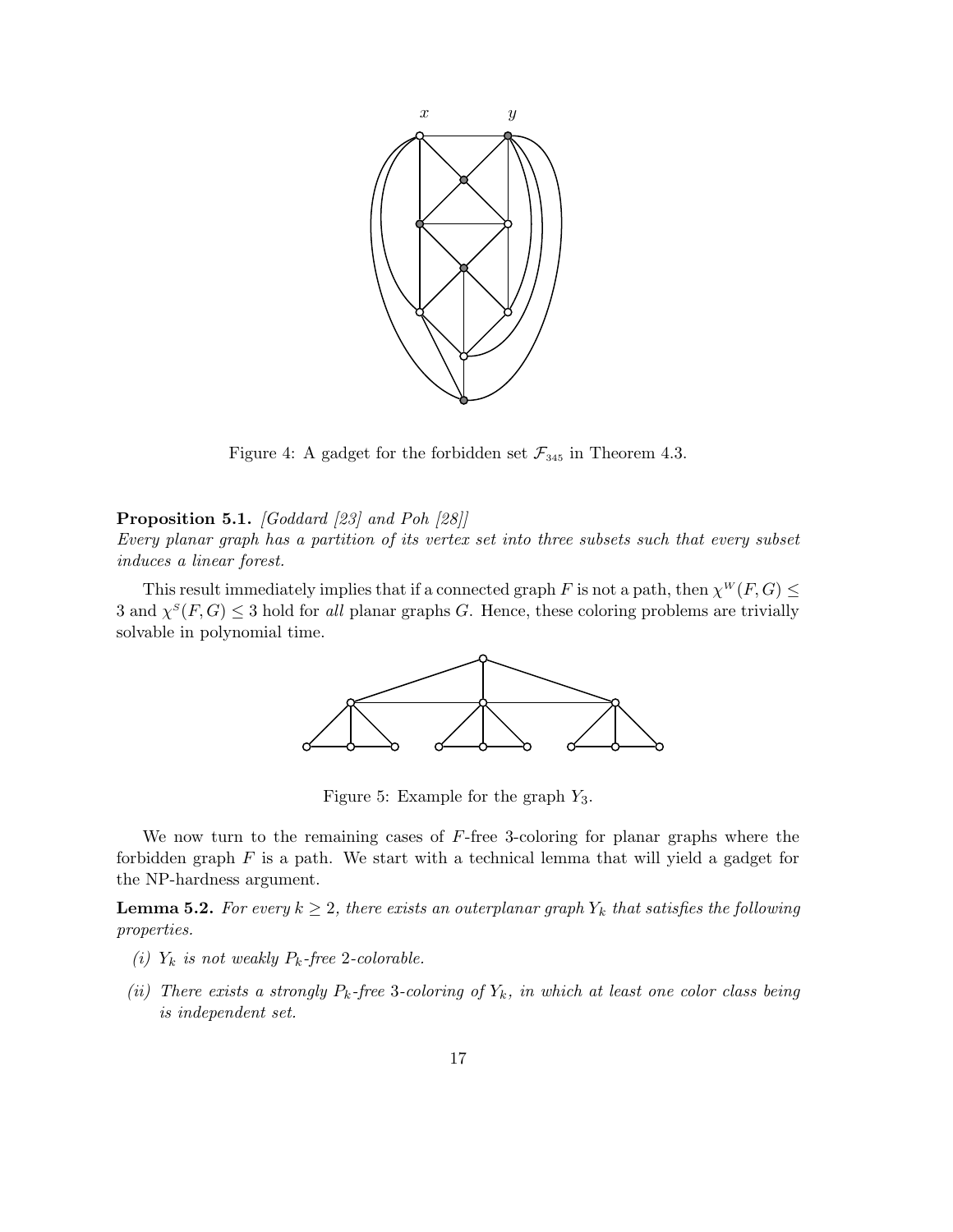Figure 4: A gadget for the forbidden set $\mathcal{F}_{345}$ in Theorem 4.3.

**Proposition 5.1.** *[Goddard [23] and Poh [28]]*
*Every planar graph has a partition of its vertex set into three subsets such that every subset induces a linear forest.*

This result immediately implies that if a connected graph $F$ is not a path, then $\chi^W(F, G) \leq 3$ and $\chi^S(F, G) \leq 3$ hold for *all* planar graphs $G$. Hence, these coloring problems are trivially solvable in polynomial time.

Figure 5: Example for the graph $Y_3$.

We now turn to the remaining cases of $F$-free 3-coloring for planar graphs where the forbidden graph $F$ is a path. We start with a technical lemma that will yield a gadget for the NP-hardness argument.

**Lemma 5.2.** *For every $k \geq 2$, there exists an outerplanar graph $Y_k$ that satisfies the following properties.*

*(i) $Y_k$ is not weakly $P_k$-free 2-colorable.*

*(ii) There exists a strongly $P_k$-free 3-coloring of $Y_k$, in which at least one color class being is independent set.*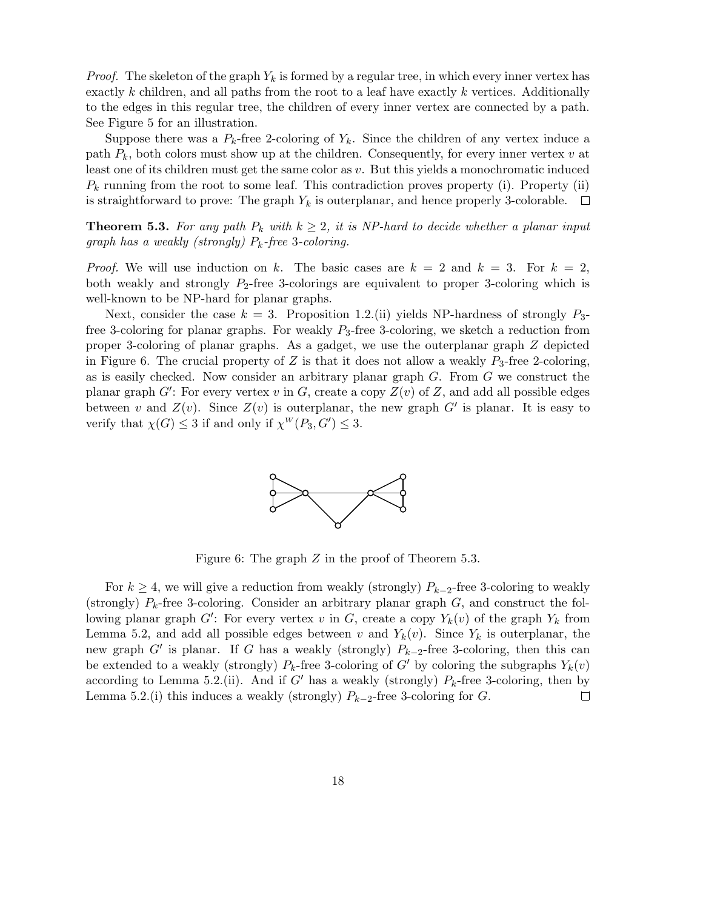*Proof.* The skeleton of the graph $Y_k$ is formed by a regular tree, in which every inner vertex has exactly $k$ children, and all paths from the root to a leaf have exactly $k$ vertices. Additionally to the edges in this regular tree, the children of every inner vertex are connected by a path. See Figure 5 for an illustration.

Suppose there was a $P_k$-free 2-coloring of $Y_k$. Since the children of any vertex induce a path $P_k$, both colors must show up at the children. Consequently, for every inner vertex $v$ at least one of its children must get the same color as $v$. But this yields a monochromatic induced $P_k$ running from the root to some leaf. This contradiction proves property (i). Property (ii) is straightforward to prove: The graph $Y_k$ is outerplanar, and hence properly 3-colorable. □

**Theorem 5.3.** *For any path $P_k$ with $k \geq 2$, it is NP-hard to decide whether a planar input graph has a weakly (strongly) $P_k$-free 3-coloring.*

*Proof.* We will use induction on $k$. The basic cases are $k = 2$ and $k = 3$. For $k = 2$, both weakly and strongly $P_2$-free 3-colorings are equivalent to proper 3-coloring which is well-known to be NP-hard for planar graphs.

Next, consider the case $k = 3$. Proposition 1.2.(ii) yields NP-hardness of strongly $P_3$-free 3-coloring for planar graphs. For weakly $P_3$-free 3-coloring, we sketch a reduction from proper 3-coloring of planar graphs. As a gadget, we use the outerplanar graph $Z$ depicted in Figure 6. The crucial property of $Z$ is that it does not allow a weakly $P_3$-free 2-coloring, as is easily checked. Now consider an arbitrary planar graph $G$. From $G$ we construct the planar graph $G'$: For every vertex $v$ in $G$, create a copy $Z(v)$ of $Z$, and add all possible edges between $v$ and $Z(v)$. Since $Z(v)$ is outerplanar, the new graph $G'$ is planar. It is easy to verify that $\chi(G) \leq 3$ if and only if $\chi^W(P_3, G') \leq 3$.

Figure 6: The graph $Z$ in the proof of Theorem 5.3.

For $k \geq 4$, we will give a reduction from weakly (strongly) $P_{k-2}$-free 3-coloring to weakly (strongly) $P_k$-free 3-coloring. Consider an arbitrary planar graph $G$, and construct the following planar graph $G'$: For every vertex $v$ in $G$, create a copy $Y_k(v)$ of the graph $Y_k$ from Lemma 5.2, and add all possible edges between $v$ and $Y_k(v)$. Since $Y_k$ is outerplanar, the new graph $G'$ is planar. If $G$ has a weakly (strongly) $P_{k-2}$-free 3-coloring, then this can be extended to a weakly (strongly) $P_k$-free 3-coloring of $G'$ by coloring the subgraphs $Y_k(v)$ according to Lemma 5.2.(ii). And if $G'$ has a weakly (strongly) $P_k$-free 3-coloring, then by Lemma 5.2.(i) this induces a weakly (strongly) $P_{k-2}$-free 3-coloring for $G$. □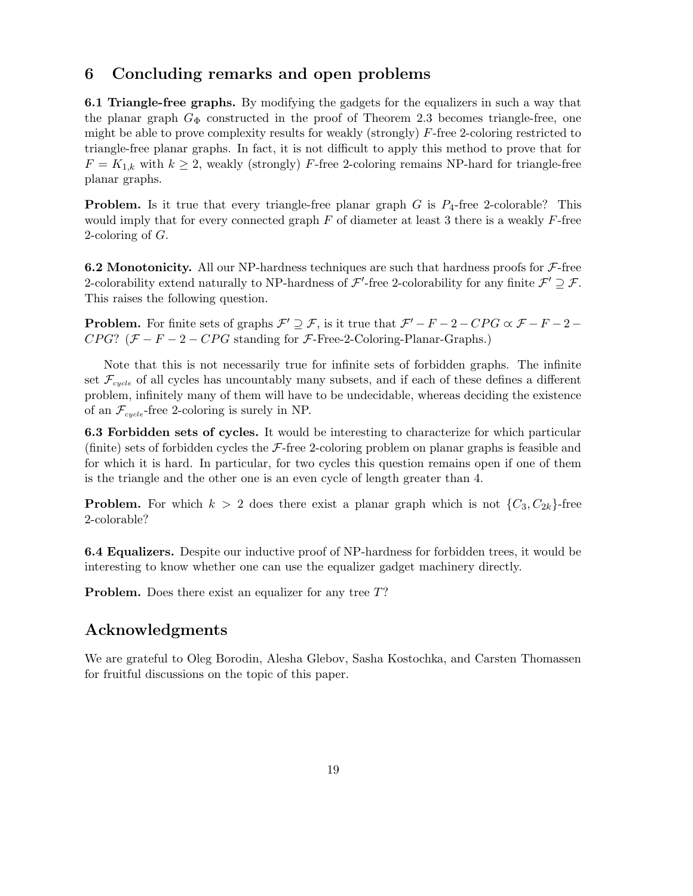## 6 Concluding remarks and open problems

**6.1 Triangle-free graphs.** By modifying the gadgets for the equalizers in such a way that the planar graph $G_\Phi$ constructed in the proof of Theorem 2.3 becomes triangle-free, one might be able to prove complexity results for weakly (strongly) $F$-free 2-coloring restricted to triangle-free planar graphs. In fact, it is not difficult to apply this method to prove that for $F = K_{1,k}$ with $k \geq 2$, weakly (strongly) $F$-free 2-coloring remains NP-hard for triangle-free planar graphs.

**Problem.** Is it true that every triangle-free planar graph $G$ is $P_4$-free 2-colorable? This would imply that for every connected graph $F$ of diameter at least 3 there is a weakly $F$-free 2-coloring of $G$.

**6.2 Monotonicity.** All our NP-hardness techniques are such that hardness proofs for $\mathcal{F}$-free 2-colorability extend naturally to NP-hardness of $\mathcal{F}'$-free 2-colorability for any finite $\mathcal{F}' \supseteq \mathcal{F}$. This raises the following question.

**Problem.** For finite sets of graphs $\mathcal{F}' \supseteq \mathcal{F}$, is it true that $\mathcal{F}' - F - 2 - CPG \propto \mathcal{F} - F - 2 - CPG$? ($\mathcal{F} - F - 2 - CPG$ standing for $\mathcal{F}$-Free-2-Coloring-Planar-Graphs.)

Note that this is not necessarily true for infinite sets of forbidden graphs. The infinite set $\mathcal{F}_{cycle}$ of all cycles has uncountably many subsets, and if each of these defines a different problem, infinitely many of them will have to be undecidable, whereas deciding the existence of an $\mathcal{F}_{cycle}$-free 2-coloring is surely in NP.

**6.3 Forbidden sets of cycles.** It would be interesting to characterize for which particular (finite) sets of forbidden cycles the $\mathcal{F}$-free 2-coloring problem on planar graphs is feasible and for which it is hard. In particular, for two cycles this question remains open if one of them is the triangle and the other one is an even cycle of length greater than 4.

**Problem.** For which $k > 2$ does there exist a planar graph which is not $\{C_3, C_{2k}\}$-free 2-colorable?

**6.4 Equalizers.** Despite our inductive proof of NP-hardness for forbidden trees, it would be interesting to know whether one can use the equalizer gadget machinery directly.

**Problem.** Does there exist an equalizer for any tree $T$?

## Acknowledgments

We are grateful to Oleg Borodin, Alesha Glebov, Sasha Kostochka, and Carsten Thomassen for fruitful discussions on the topic of this paper.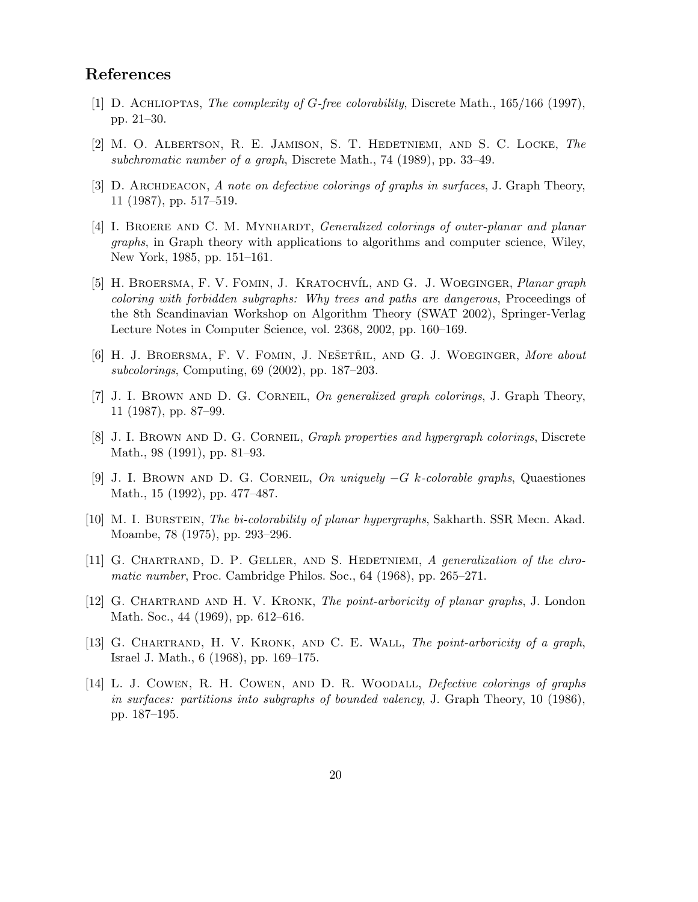## References

[1] D. Achlioptas, *The complexity of G-free colorability*, Discrete Math., 165/166 (1997), pp. 21–30.

[2] M. O. Albertson, R. E. Jamison, S. T. Hedetniemi, and S. C. Locke, *The subchromatic number of a graph*, Discrete Math., 74 (1989), pp. 33–49.

[3] D. Archdeacon, *A note on defective colorings of graphs in surfaces*, J. Graph Theory, 11 (1987), pp. 517–519.

[4] I. Broere and C. M. Mynhardt, *Generalized colorings of outer-planar and planar graphs*, in Graph theory with applications to algorithms and computer science, Wiley, New York, 1985, pp. 151–161.

[5] H. Broersma, F. V. Fomin, J. Kratochvíl, and G. J. Woeginger, *Planar graph coloring with forbidden subgraphs: Why trees and paths are dangerous*, Proceedings of the 8th Scandinavian Workshop on Algorithm Theory (SWAT 2002), Springer-Verlag Lecture Notes in Computer Science, vol. 2368, 2002, pp. 160–169.

[6] H. J. Broersma, F. V. Fomin, J. Nešetřil, and G. J. Woeginger, *More about subcolorings*, Computing, 69 (2002), pp. 187–203.

[7] J. I. Brown and D. G. Corneil, *On generalized graph colorings*, J. Graph Theory, 11 (1987), pp. 87–99.

[8] J. I. Brown and D. G. Corneil, *Graph properties and hypergraph colorings*, Discrete Math., 98 (1991), pp. 81–93.

[9] J. I. Brown and D. G. Corneil, *On uniquely $-G$ $k$-colorable graphs*, Quaestiones Math., 15 (1992), pp. 477–487.

[10] M. I. Burstein, *The bi-colorability of planar hypergraphs*, Sakharth. SSR Mecn. Akad. Moambe, 78 (1975), pp. 293–296.

[11] G. Chartrand, D. P. Geller, and S. Hedetniemi, *A generalization of the chromatic number*, Proc. Cambridge Philos. Soc., 64 (1968), pp. 265–271.

[12] G. Chartrand and H. V. Kronk, *The point-arboricity of planar graphs*, J. London Math. Soc., 44 (1969), pp. 612–616.

[13] G. Chartrand, H. V. Kronk, and C. E. Wall, *The point-arboricity of a graph*, Israel J. Math., 6 (1968), pp. 169–175.

[14] L. J. Cowen, R. H. Cowen, and D. R. Woodall, *Defective colorings of graphs in surfaces: partitions into subgraphs of bounded valency*, J. Graph Theory, 10 (1986), pp. 187–195.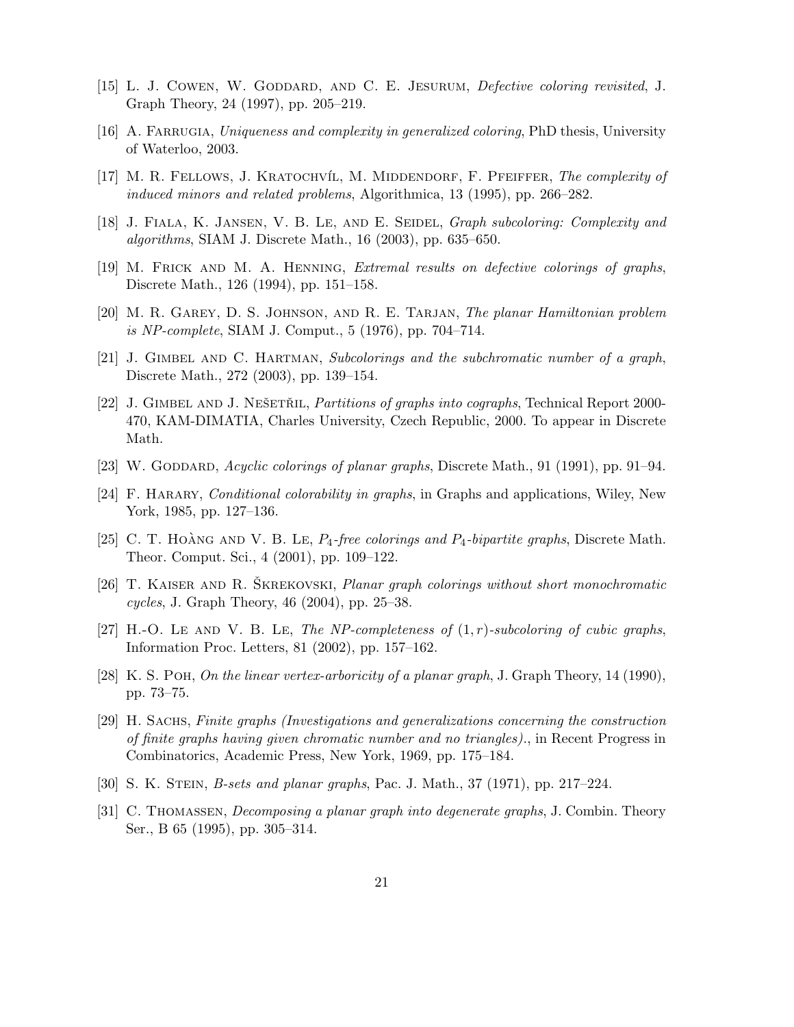[15] L. J. Cowen, W. Goddard, and C. E. Jesurum, *Defective coloring revisited*, J. Graph Theory, 24 (1997), pp. 205–219.

[16] A. Farrugia, *Uniqueness and complexity in generalized coloring*, PhD thesis, University of Waterloo, 2003.

[17] M. R. Fellows, J. Kratochvíl, M. Middendorf, F. Pfeiffer, *The complexity of induced minors and related problems*, Algorithmica, 13 (1995), pp. 266–282.

[18] J. Fiala, K. Jansen, V. B. Le, and E. Seidel, *Graph subcoloring: Complexity and algorithms*, SIAM J. Discrete Math., 16 (2003), pp. 635–650.

[19] M. Frick and M. A. Henning, *Extremal results on defective colorings of graphs*, Discrete Math., 126 (1994), pp. 151–158.

[20] M. R. Garey, D. S. Johnson, and R. E. Tarjan, *The planar Hamiltonian problem is NP-complete*, SIAM J. Comput., 5 (1976), pp. 704–714.

[21] J. Gimbel and C. Hartman, *Subcolorings and the subchromatic number of a graph*, Discrete Math., 272 (2003), pp. 139–154.

[22] J. Gimbel and J. Nešetřil, *Partitions of graphs into cographs*, Technical Report 2000-470, KAM-DIMATIA, Charles University, Czech Republic, 2000. To appear in Discrete Math.

[23] W. Goddard, *Acyclic colorings of planar graphs*, Discrete Math., 91 (1991), pp. 91–94.

[24] F. Harary, *Conditional colorability in graphs*, in Graphs and applications, Wiley, New York, 1985, pp. 127–136.

[25] C. T. Hoàng and V. B. Le, *$P_4$-free colorings and $P_4$-bipartite graphs*, Discrete Math. Theor. Comput. Sci., 4 (2001), pp. 109–122.

[26] T. Kaiser and R. Škrekovski, *Planar graph colorings without short monochromatic cycles*, J. Graph Theory, 46 (2004), pp. 25–38.

[27] H.-O. Le and V. B. Le, *The NP-completeness of $(1, r)$-subcoloring of cubic graphs*, Information Proc. Letters, 81 (2002), pp. 157–162.

[28] K. S. Poh, *On the linear vertex-arboricity of a planar graph*, J. Graph Theory, 14 (1990), pp. 73–75.

[29] H. Sachs, *Finite graphs (Investigations and generalizations concerning the construction of finite graphs having given chromatic number and no triangles).*, in Recent Progress in Combinatorics, Academic Press, New York, 1969, pp. 175–184.

[30] S. K. Stein, *B-sets and planar graphs*, Pac. J. Math., 37 (1971), pp. 217–224.

[31] C. Thomassen, *Decomposing a planar graph into degenerate graphs*, J. Combin. Theory Ser., B 65 (1995), pp. 305–314.